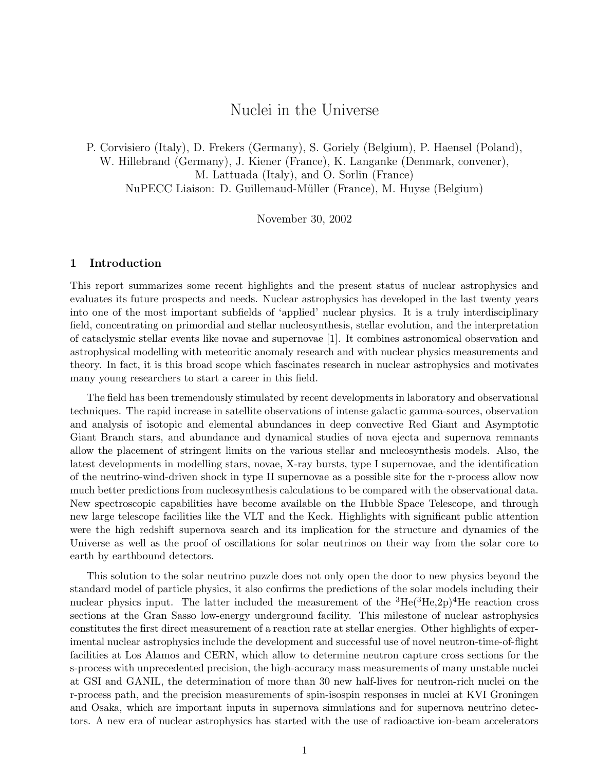# Nuclei in the Universe

P. Corvisiero (Italy), D. Frekers (Germany), S. Goriely (Belgium), P. Haensel (Poland), W. Hillebrand (Germany), J. Kiener (France), K. Langanke (Denmark, convener), M. Lattuada (Italy), and O. Sorlin (France)
NuPECC Liaison: D. Guillemaud-Müller (France), M. Huyse (Belgium)

November 30, 2002

## 1 Introduction

This report summarizes some recent highlights and the present status of nuclear astrophysics and evaluates its future prospects and needs. Nuclear astrophysics has developed in the last twenty years into one of the most important subfields of 'applied' nuclear physics. It is a truly interdisciplinary field, concentrating on primordial and stellar nucleosynthesis, stellar evolution, and the interpretation of cataclysmic stellar events like novae and supernovae [1]. It combines astronomical observation and astrophysical modelling with meteoritic anomaly research and with nuclear physics measurements and theory. In fact, it is this broad scope which fascinates research in nuclear astrophysics and motivates many young researchers to start a career in this field.

The field has been tremendously stimulated by recent developments in laboratory and observational techniques. The rapid increase in satellite observations of intense galactic gamma-sources, observation and analysis of isotopic and elemental abundances in deep convective Red Giant and Asymptotic Giant Branch stars, and abundance and dynamical studies of nova ejecta and supernova remnants allow the placement of stringent limits on the various stellar and nucleosynthesis models. Also, the latest developments in modelling stars, novae, X-ray bursts, type I supernovae, and the identification of the neutrino-wind-driven shock in type II supernovae as a possible site for the r-process allow now much better predictions from nucleosynthesis calculations to be compared with the observational data. New spectroscopic capabilities have become available on the Hubble Space Telescope, and through new large telescope facilities like the VLT and the Keck. Highlights with significant public attention were the high redshift supernova search and its implication for the structure and dynamics of the Universe as well as the proof of oscillations for solar neutrinos on their way from the solar core to earth by earthbound detectors.

This solution to the solar neutrino puzzle does not only open the door to new physics beyond the standard model of particle physics, it also confirms the predictions of the solar models including their nuclear physics input. The latter included the measurement of the $^{3}$He($^{3}$He,2p)$^{4}$He reaction cross sections at the Gran Sasso low-energy underground facility. This milestone of nuclear astrophysics constitutes the first direct measurement of a reaction rate at stellar energies. Other highlights of experimental nuclear astrophysics include the development and successful use of novel neutron-time-of-flight facilities at Los Alamos and CERN, which allow to determine neutron capture cross sections for the s-process with unprecedented precision, the high-accuracy mass measurements of many unstable nuclei at GSI and GANIL, the determination of more than 30 new half-lives for neutron-rich nuclei on the r-process path, and the precision measurements of spin-isospin responses in nuclei at KVI Groningen and Osaka, which are important inputs in supernova simulations and for supernova neutrino detectors. A new era of nuclear astrophysics has started with the use of radioactive ion-beam accelerators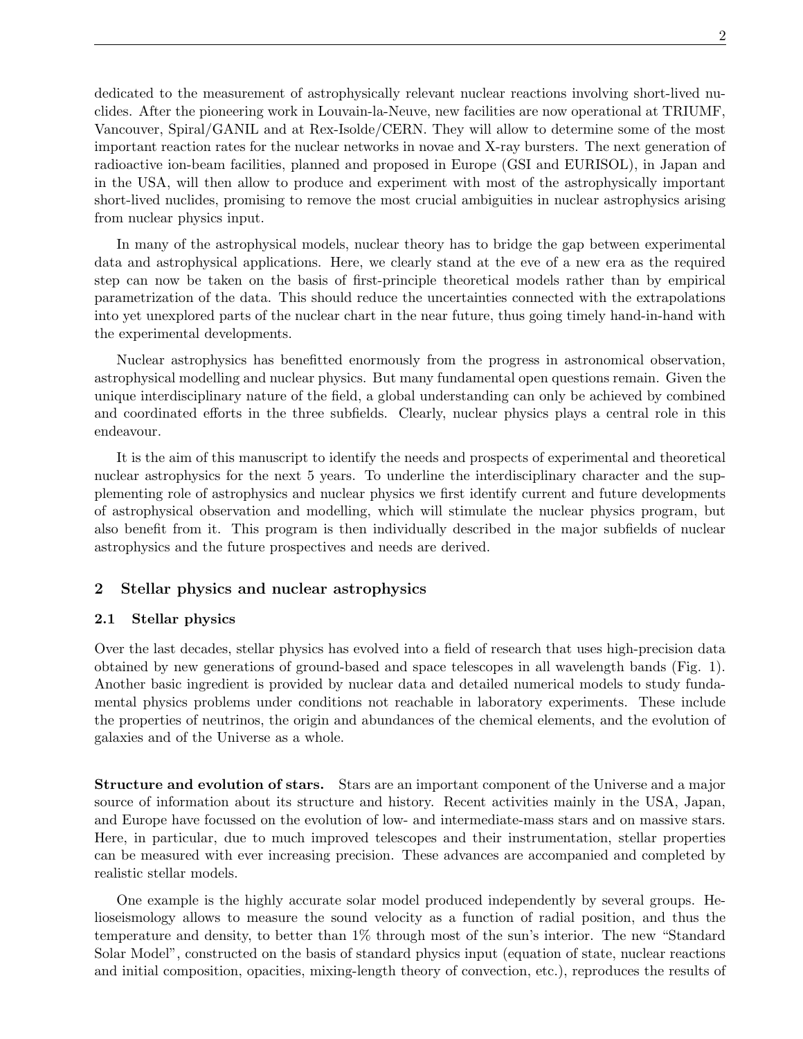dedicated to the measurement of astrophysically relevant nuclear reactions involving short-lived nuclides. After the pioneering work in Louvain-la-Neuve, new facilities are now operational at TRIUMF, Vancouver, Spiral/GANIL and at Rex-Isolde/CERN. They will allow to determine some of the most important reaction rates for the nuclear networks in novae and X-ray bursters. The next generation of radioactive ion-beam facilities, planned and proposed in Europe (GSI and EURISOL), in Japan and in the USA, will then allow to produce and experiment with most of the astrophysically important short-lived nuclides, promising to remove the most crucial ambiguities in nuclear astrophysics arising from nuclear physics input.

In many of the astrophysical models, nuclear theory has to bridge the gap between experimental data and astrophysical applications. Here, we clearly stand at the eve of a new era as the required step can now be taken on the basis of first-principle theoretical models rather than by empirical parametrization of the data. This should reduce the uncertainties connected with the extrapolations into yet unexplored parts of the nuclear chart in the near future, thus going timely hand-in-hand with the experimental developments.

Nuclear astrophysics has benefitted enormously from the progress in astronomical observation, astrophysical modelling and nuclear physics. But many fundamental open questions remain. Given the unique interdisciplinary nature of the field, a global understanding can only be achieved by combined and coordinated efforts in the three subfields. Clearly, nuclear physics plays a central role in this endeavour.

It is the aim of this manuscript to identify the needs and prospects of experimental and theoretical nuclear astrophysics for the next 5 years. To underline the interdisciplinary character and the supplementing role of astrophysics and nuclear physics we first identify current and future developments of astrophysical observation and modelling, which will stimulate the nuclear physics program, but also benefit from it. This program is then individually described in the major subfields of nuclear astrophysics and the future prospectives and needs are derived.

## 2 Stellar physics and nuclear astrophysics

### 2.1 Stellar physics

Over the last decades, stellar physics has evolved into a field of research that uses high-precision data obtained by new generations of ground-based and space telescopes in all wavelength bands (Fig. 1). Another basic ingredient is provided by nuclear data and detailed numerical models to study fundamental physics problems under conditions not reachable in laboratory experiments. These include the properties of neutrinos, the origin and abundances of the chemical elements, and the evolution of galaxies and of the Universe as a whole.

**Structure and evolution of stars.** Stars are an important component of the Universe and a major source of information about its structure and history. Recent activities mainly in the USA, Japan, and Europe have focussed on the evolution of low- and intermediate-mass stars and on massive stars. Here, in particular, due to much improved telescopes and their instrumentation, stellar properties can be measured with ever increasing precision. These advances are accompanied and completed by realistic stellar models.

One example is the highly accurate solar model produced independently by several groups. Helioseismology allows to measure the sound velocity as a function of radial position, and thus the temperature and density, to better than 1% through most of the sun's interior. The new "Standard Solar Model", constructed on the basis of standard physics input (equation of state, nuclear reactions and initial composition, opacities, mixing-length theory of convection, etc.), reproduces the results of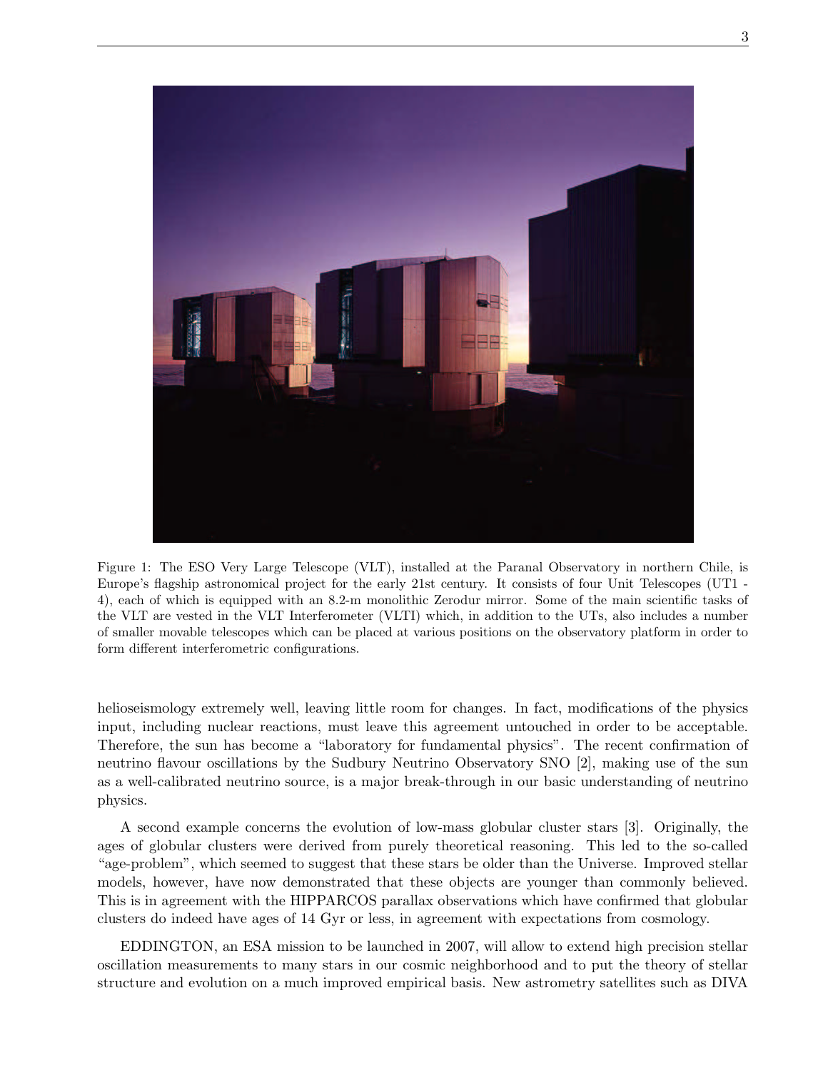Figure 1: The ESO Very Large Telescope (VLT), installed at the Paranal Observatory in northern Chile, is Europe's flagship astronomical project for the early 21st century. It consists of four Unit Telescopes (UT1 - 4), each of which is equipped with an 8.2-m monolithic Zerodur mirror. Some of the main scientific tasks of the VLT are vested in the VLT Interferometer (VLTI) which, in addition to the UTs, also includes a number of smaller movable telescopes which can be placed at various positions on the observatory platform in order to form different interferometric configurations.

helioseismology extremely well, leaving little room for changes. In fact, modifications of the physics input, including nuclear reactions, must leave this agreement untouched in order to be acceptable. Therefore, the sun has become a "laboratory for fundamental physics". The recent confirmation of neutrino flavour oscillations by the Sudbury Neutrino Observatory SNO [2], making use of the sun as a well-calibrated neutrino source, is a major break-through in our basic understanding of neutrino physics.

A second example concerns the evolution of low-mass globular cluster stars [3]. Originally, the ages of globular clusters were derived from purely theoretical reasoning. This led to the so-called "age-problem", which seemed to suggest that these stars be older than the Universe. Improved stellar models, however, have now demonstrated that these objects are younger than commonly believed. This is in agreement with the HIPPARCOS parallax observations which have confirmed that globular clusters do indeed have ages of 14 Gyr or less, in agreement with expectations from cosmology.

EDDINGTON, an ESA mission to be launched in 2007, will allow to extend high precision stellar oscillation measurements to many stars in our cosmic neighborhood and to put the theory of stellar structure and evolution on a much improved empirical basis. New astrometry satellites such as DIVA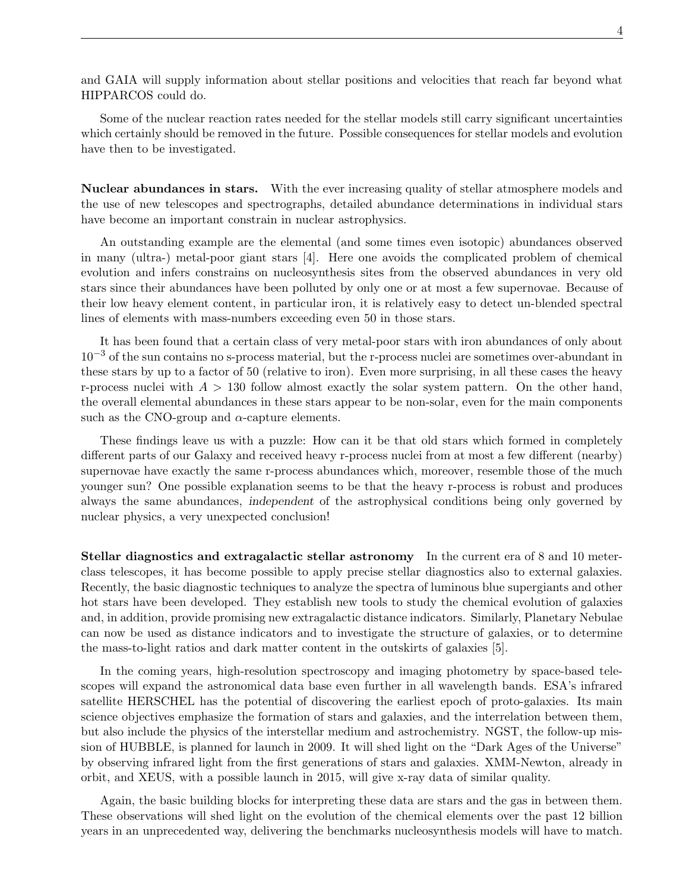and GAIA will supply information about stellar positions and velocities that reach far beyond what HIPPARCOS could do.

Some of the nuclear reaction rates needed for the stellar models still carry significant uncertainties which certainly should be removed in the future. Possible consequences for stellar models and evolution have then to be investigated.

**Nuclear abundances in stars.** With the ever increasing quality of stellar atmosphere models and the use of new telescopes and spectrographs, detailed abundance determinations in individual stars have become an important constrain in nuclear astrophysics.

An outstanding example are the elemental (and some times even isotopic) abundances observed in many (ultra-) metal-poor giant stars [4]. Here one avoids the complicated problem of chemical evolution and infers constrains on nucleosynthesis sites from the observed abundances in very old stars since their abundances have been polluted by only one or at most a few supernovae. Because of their low heavy element content, in particular iron, it is relatively easy to detect un-blended spectral lines of elements with mass-numbers exceeding even 50 in those stars.

It has been found that a certain class of very metal-poor stars with iron abundances of only about $10^{-3}$ of the sun contains no s-process material, but the r-process nuclei are sometimes over-abundant in these stars by up to a factor of 50 (relative to iron). Even more surprising, in all these cases the heavy r-process nuclei with $A > 130$ follow almost exactly the solar system pattern. On the other hand, the overall elemental abundances in these stars appear to be non-solar, even for the main components such as the CNO-group and $\alpha$-capture elements.

These findings leave us with a puzzle: How can it be that old stars which formed in completely different parts of our Galaxy and received heavy r-process nuclei from at most a few different (nearby) supernovae have exactly the same r-process abundances which, moreover, resemble those of the much younger sun? One possible explanation seems to be that the heavy r-process is robust and produces always the same abundances, *independent* of the astrophysical conditions being only governed by nuclear physics, a very unexpected conclusion!

**Stellar diagnostics and extragalactic stellar astronomy** In the current era of 8 and 10 meter-class telescopes, it has become possible to apply precise stellar diagnostics also to external galaxies. Recently, the basic diagnostic techniques to analyze the spectra of luminous blue supergiants and other hot stars have been developed. They establish new tools to study the chemical evolution of galaxies and, in addition, provide promising new extragalactic distance indicators. Similarly, Planetary Nebulae can now be used as distance indicators and to investigate the structure of galaxies, or to determine the mass-to-light ratios and dark matter content in the outskirts of galaxies [5].

In the coming years, high-resolution spectroscopy and imaging photometry by space-based telescopes will expand the astronomical data base even further in all wavelength bands. ESA's infrared satellite HERSCHEL has the potential of discovering the earliest epoch of proto-galaxies. Its main science objectives emphasize the formation of stars and galaxies, and the interrelation between them, but also include the physics of the interstellar medium and astrochemistry. NGST, the follow-up mission of HUBBLE, is planned for launch in 2009. It will shed light on the "Dark Ages of the Universe" by observing infrared light from the first generations of stars and galaxies. XMM-Newton, already in orbit, and XEUS, with a possible launch in 2015, will give x-ray data of similar quality.

Again, the basic building blocks for interpreting these data are stars and the gas in between them. These observations will shed light on the evolution of the chemical elements over the past 12 billion years in an unprecedented way, delivering the benchmarks nucleosynthesis models will have to match.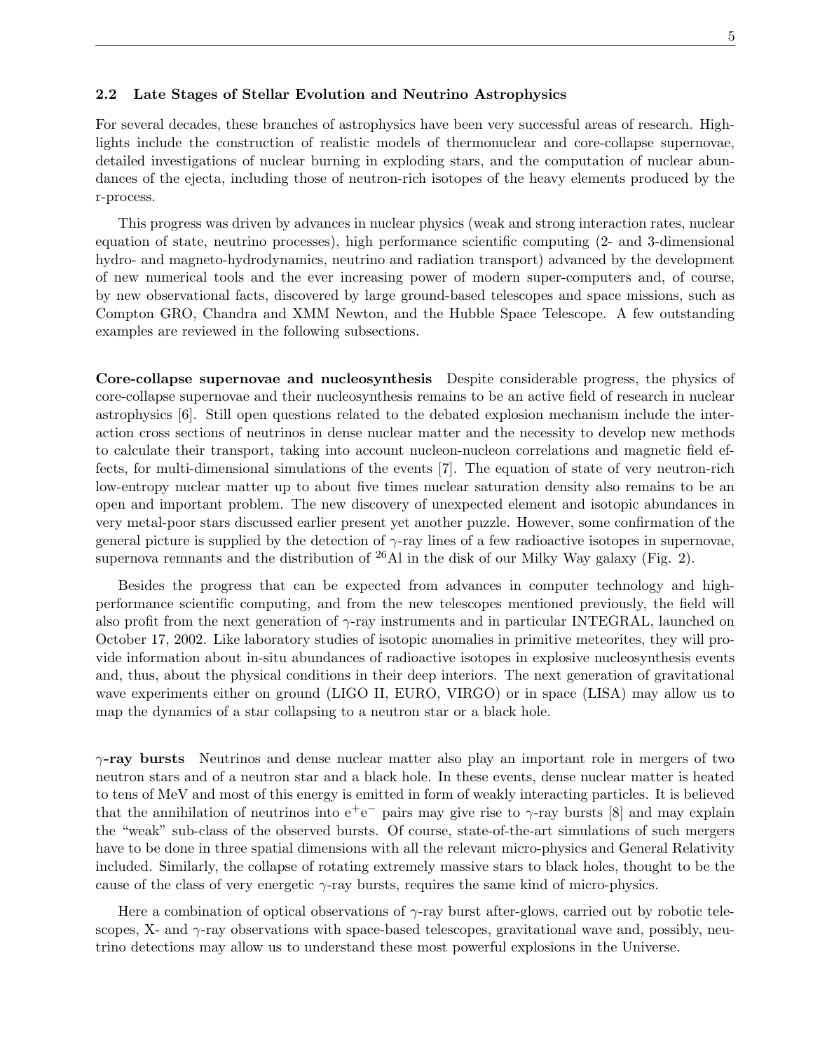## 2.2 Late Stages of Stellar Evolution and Neutrino Astrophysics

For several decades, these branches of astrophysics have been very successful areas of research. Highlights include the construction of realistic models of thermonuclear and core-collapse supernovae, detailed investigations of nuclear burning in exploding stars, and the computation of nuclear abundances of the ejecta, including those of neutron-rich isotopes of the heavy elements produced by the r-process.

This progress was driven by advances in nuclear physics (weak and strong interaction rates, nuclear equation of state, neutrino processes), high performance scientific computing (2- and 3-dimensional hydro- and magneto-hydrodynamics, neutrino and radiation transport) advanced by the development of new numerical tools and the ever increasing power of modern super-computers and, of course, by new observational facts, discovered by large ground-based telescopes and space missions, such as Compton GRO, Chandra and XMM Newton, and the Hubble Space Telescope. A few outstanding examples are reviewed in the following subsections.

**Core-collapse supernovae and nucleosynthesis** Despite considerable progress, the physics of core-collapse supernovae and their nucleosynthesis remains to be an active field of research in nuclear astrophysics [6]. Still open questions related to the debated explosion mechanism include the interaction cross sections of neutrinos in dense nuclear matter and the necessity to develop new methods to calculate their transport, taking into account nucleon-nucleon correlations and magnetic field effects, for multi-dimensional simulations of the events [7]. The equation of state of very neutron-rich low-entropy nuclear matter up to about five times nuclear saturation density also remains to be an open and important problem. The new discovery of unexpected element and isotopic abundances in very metal-poor stars discussed earlier present yet another puzzle. However, some confirmation of the general picture is supplied by the detection of $\gamma$-ray lines of a few radioactive isotopes in supernovae, supernova remnants and the distribution of $^{26}$Al in the disk of our Milky Way galaxy (Fig. 2).

Besides the progress that can be expected from advances in computer technology and high-performance scientific computing, and from the new telescopes mentioned previously, the field will also profit from the next generation of $\gamma$-ray instruments and in particular INTEGRAL, launched on October 17, 2002. Like laboratory studies of isotopic anomalies in primitive meteorites, they will provide information about in-situ abundances of radioactive isotopes in explosive nucleosynthesis events and, thus, about the physical conditions in their deep interiors. The next generation of gravitational wave experiments either on ground (LIGO II, EURO, VIRGO) or in space (LISA) may allow us to map the dynamics of a star collapsing to a neutron star or a black hole.

**$\gamma$-ray bursts** Neutrinos and dense nuclear matter also play an important role in mergers of two neutron stars and of a neutron star and a black hole. In these events, dense nuclear matter is heated to tens of MeV and most of this energy is emitted in form of weakly interacting particles. It is believed that the annihilation of neutrinos into $e^+e^-$ pairs may give rise to $\gamma$-ray bursts [8] and may explain the "weak" sub-class of the observed bursts. Of course, state-of-the-art simulations of such mergers have to be done in three spatial dimensions with all the relevant micro-physics and General Relativity included. Similarly, the collapse of rotating extremely massive stars to black holes, thought to be the cause of the class of very energetic $\gamma$-ray bursts, requires the same kind of micro-physics.

Here a combination of optical observations of $\gamma$-ray burst after-glows, carried out by robotic telescopes, X- and $\gamma$-ray observations with space-based telescopes, gravitational wave and, possibly, neutrino detections may allow us to understand these most powerful explosions in the Universe.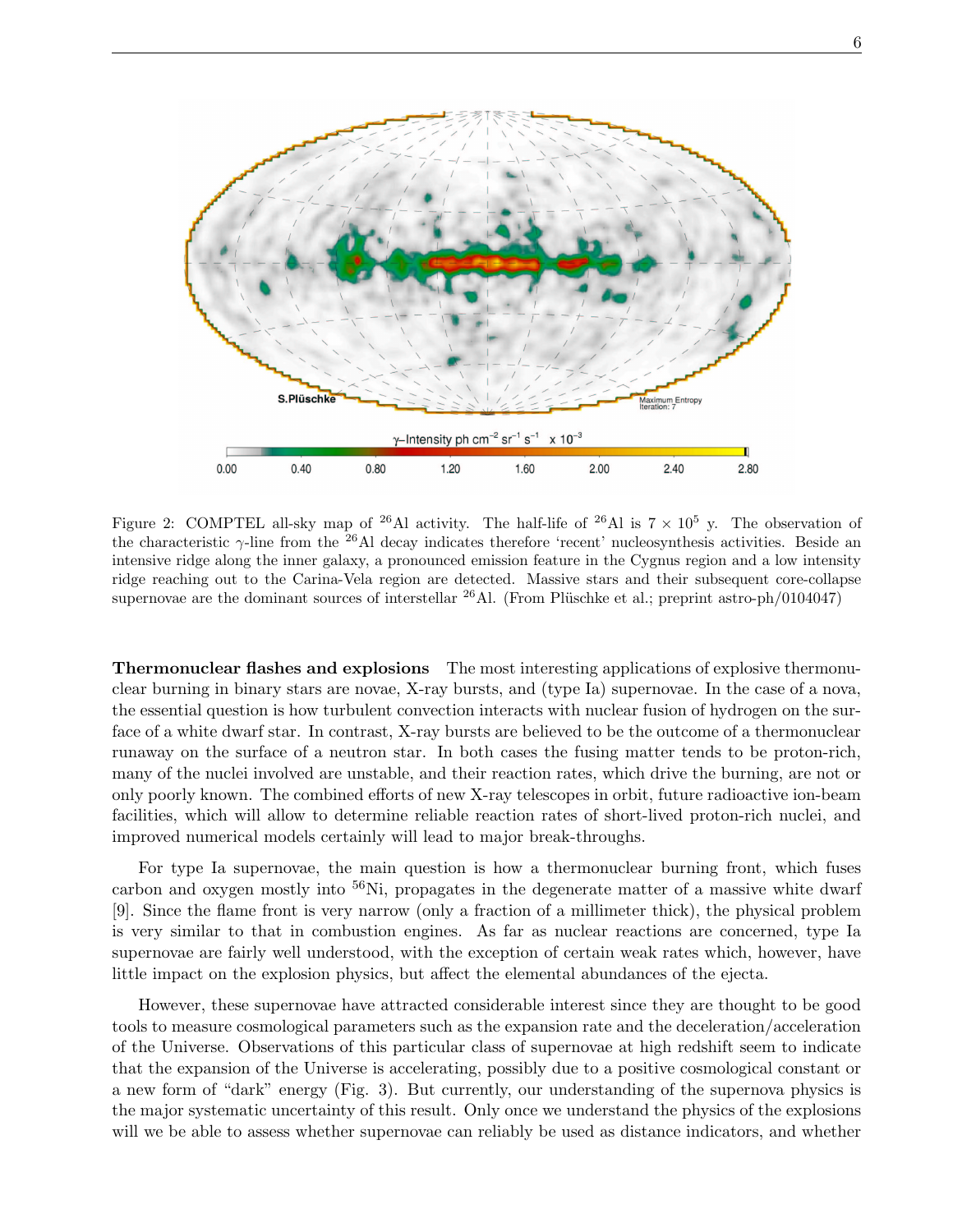Figure 2: COMPTEL all-sky map of $^{26}$Al activity. The half-life of $^{26}$Al is $7 \times 10^5$ y. The observation of the characteristic $\gamma$-line from the $^{26}$Al decay indicates therefore 'recent' nucleosynthesis activities. Beside an intensive ridge along the inner galaxy, a pronounced emission feature in the Cygnus region and a low intensity ridge reaching out to the Carina-Vela region are detected. Massive stars and their subsequent core-collapse supernovae are the dominant sources of interstellar $^{26}$Al. (From Plüschke et al.; preprint astro-ph/0104047)

**Thermonuclear flashes and explosions** The most interesting applications of explosive thermonuclear burning in binary stars are novae, X-ray bursts, and (type Ia) supernovae. In the case of a nova, the essential question is how turbulent convection interacts with nuclear fusion of hydrogen on the surface of a white dwarf star. In contrast, X-ray bursts are believed to be the outcome of a thermonuclear runaway on the surface of a neutron star. In both cases the fusing matter tends to be proton-rich, many of the nuclei involved are unstable, and their reaction rates, which drive the burning, are not or only poorly known. The combined efforts of new X-ray telescopes in orbit, future radioactive ion-beam facilities, which will allow to determine reliable reaction rates of short-lived proton-rich nuclei, and improved numerical models certainly will lead to major break-throughs.

For type Ia supernovae, the main question is how a thermonuclear burning front, which fuses carbon and oxygen mostly into $^{56}$Ni, propagates in the degenerate matter of a massive white dwarf [9]. Since the flame front is very narrow (only a fraction of a millimeter thick), the physical problem is very similar to that in combustion engines. As far as nuclear reactions are concerned, type Ia supernovae are fairly well understood, with the exception of certain weak rates which, however, have little impact on the explosion physics, but affect the elemental abundances of the ejecta.

However, these supernovae have attracted considerable interest since they are thought to be good tools to measure cosmological parameters such as the expansion rate and the deceleration/acceleration of the Universe. Observations of this particular class of supernovae at high redshift seem to indicate that the expansion of the Universe is accelerating, possibly due to a positive cosmological constant or a new form of "dark" energy (Fig. 3). But currently, our understanding of the supernova physics is the major systematic uncertainty of this result. Only once we understand the physics of the explosions will we be able to assess whether supernovae can reliably be used as distance indicators, and whether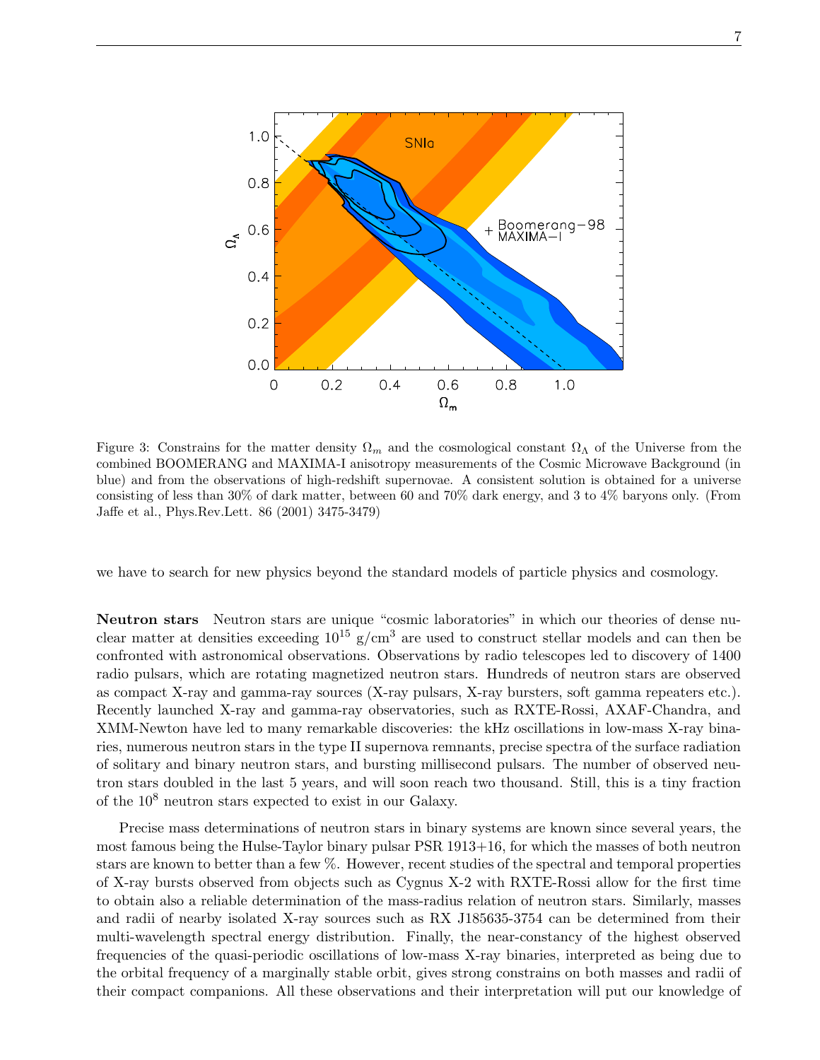Figure 3: Constrains for the matter density $\Omega_m$ and the cosmological constant $\Omega_\Lambda$ of the Universe from the combined BOOMERANG and MAXIMA-I anisotropy measurements of the Cosmic Microwave Background (in blue) and from the observations of high-redshift supernovae. A consistent solution is obtained for a universe consisting of less than 30% of dark matter, between 60 and 70% dark energy, and 3 to 4% baryons only. (From Jaffe et al., Phys.Rev.Lett. 86 (2001) 3475-3479)

we have to search for new physics beyond the standard models of particle physics and cosmology.

**Neutron stars** Neutron stars are unique "cosmic laboratories" in which our theories of dense nuclear matter at densities exceeding $10^{15}$ g/cm$^3$ are used to construct stellar models and can then be confronted with astronomical observations. Observations by radio telescopes led to discovery of 1400 radio pulsars, which are rotating magnetized neutron stars. Hundreds of neutron stars are observed as compact X-ray and gamma-ray sources (X-ray pulsars, X-ray bursters, soft gamma repeaters etc.). Recently launched X-ray and gamma-ray observatories, such as RXTE-Rossi, AXAF-Chandra, and XMM-Newton have led to many remarkable discoveries: the kHz oscillations in low-mass X-ray binaries, numerous neutron stars in the type II supernova remnants, precise spectra of the surface radiation of solitary and binary neutron stars, and bursting millisecond pulsars. The number of observed neutron stars doubled in the last 5 years, and will soon reach two thousand. Still, this is a tiny fraction of the $10^8$ neutron stars expected to exist in our Galaxy.

Precise mass determinations of neutron stars in binary systems are known since several years, the most famous being the Hulse-Taylor binary pulsar PSR 1913+16, for which the masses of both neutron stars are known to better than a few %. However, recent studies of the spectral and temporal properties of X-ray bursts observed from objects such as Cygnus X-2 with RXTE-Rossi allow for the first time to obtain also a reliable determination of the mass-radius relation of neutron stars. Similarly, masses and radii of nearby isolated X-ray sources such as RX J185635-3754 can be determined from their multi-wavelength spectral energy distribution. Finally, the near-constancy of the highest observed frequencies of the quasi-periodic oscillations of low-mass X-ray binaries, interpreted as being due to the orbital frequency of a marginally stable orbit, gives strong constrains on both masses and radii of their compact companions. All these observations and their interpretation will put our knowledge of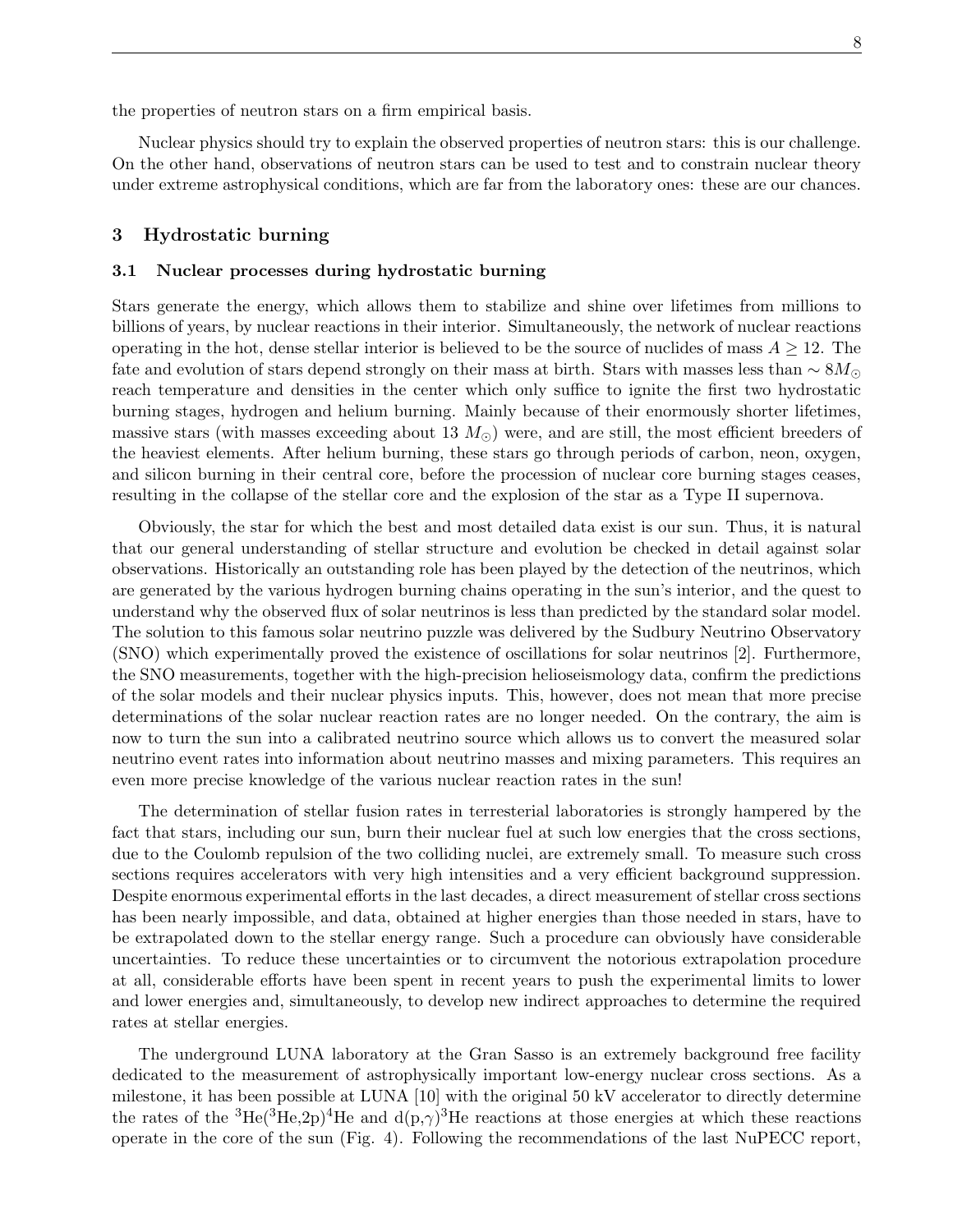the properties of neutron stars on a firm empirical basis.

Nuclear physics should try to explain the observed properties of neutron stars: this is our challenge. On the other hand, observations of neutron stars can be used to test and to constrain nuclear theory under extreme astrophysical conditions, which are far from the laboratory ones: these are our chances.

## 3 Hydrostatic burning

### 3.1 Nuclear processes during hydrostatic burning

Stars generate the energy, which allows them to stabilize and shine over lifetimes from millions to billions of years, by nuclear reactions in their interior. Simultaneously, the network of nuclear reactions operating in the hot, dense stellar interior is believed to be the source of nuclides of mass $A \geq 12$. The fate and evolution of stars depend strongly on their mass at birth. Stars with masses less than $\sim 8M_{\odot}$ reach temperature and densities in the center which only suffice to ignite the first two hydrostatic burning stages, hydrogen and helium burning. Mainly because of their enormously shorter lifetimes, massive stars (with masses exceeding about 13 $M_{\odot}$) were, and are still, the most efficient breeders of the heaviest elements. After helium burning, these stars go through periods of carbon, neon, oxygen, and silicon burning in their central core, before the procession of nuclear core burning stages ceases, resulting in the collapse of the stellar core and the explosion of the star as a Type II supernova.

Obviously, the star for which the best and most detailed data exist is our sun. Thus, it is natural that our general understanding of stellar structure and evolution be checked in detail against solar observations. Historically an outstanding role has been played by the detection of the neutrinos, which are generated by the various hydrogen burning chains operating in the sun's interior, and the quest to understand why the observed flux of solar neutrinos is less than predicted by the standard solar model. The solution to this famous solar neutrino puzzle was delivered by the Sudbury Neutrino Observatory (SNO) which experimentally proved the existence of oscillations for solar neutrinos [2]. Furthermore, the SNO measurements, together with the high-precision helioseismology data, confirm the predictions of the solar models and their nuclear physics inputs. This, however, does not mean that more precise determinations of the solar nuclear reaction rates are no longer needed. On the contrary, the aim is now to turn the sun into a calibrated neutrino source which allows us to convert the measured solar neutrino event rates into information about neutrino masses and mixing parameters. This requires an even more precise knowledge of the various nuclear reaction rates in the sun!

The determination of stellar fusion rates in terresterial laboratories is strongly hampered by the fact that stars, including our sun, burn their nuclear fuel at such low energies that the cross sections, due to the Coulomb repulsion of the two colliding nuclei, are extremely small. To measure such cross sections requires accelerators with very high intensities and a very efficient background suppression. Despite enormous experimental efforts in the last decades, a direct measurement of stellar cross sections has been nearly impossible, and data, obtained at higher energies than those needed in stars, have to be extrapolated down to the stellar energy range. Such a procedure can obviously have considerable uncertainties. To reduce these uncertainties or to circumvent the notorious extrapolation procedure at all, considerable efforts have been spent in recent years to push the experimental limits to lower and lower energies and, simultaneously, to develop new indirect approaches to determine the required rates at stellar energies.

The underground LUNA laboratory at the Gran Sasso is an extremely background free facility dedicated to the measurement of astrophysically important low-energy nuclear cross sections. As a milestone, it has been possible at LUNA [10] with the original 50 kV accelerator to directly determine the rates of the $^{3}$He($^{3}$He,2p)$^{4}$He and d(p,$\gamma$)$^{3}$He reactions at those energies at which these reactions operate in the core of the sun (Fig. 4). Following the recommendations of the last NuPECC report,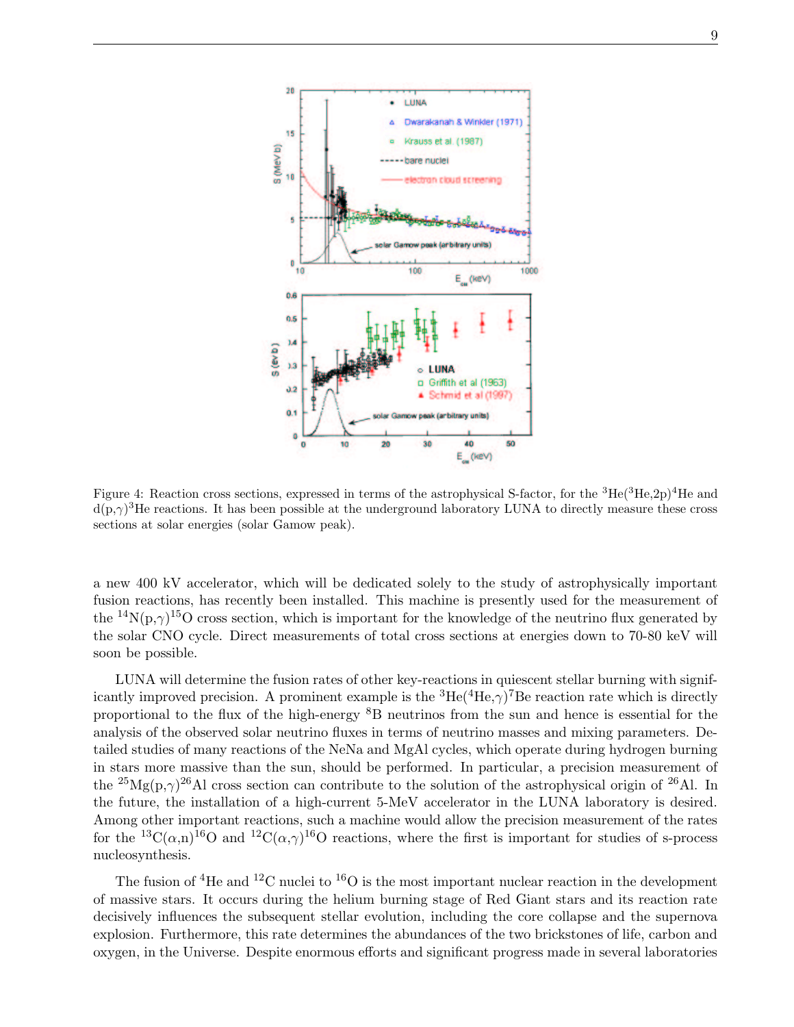Figure 4: Reaction cross sections, expressed in terms of the astrophysical S-factor, for the $^3$He($^3$He,2p)$^4$He and d(p,$\gamma$)$^3$He reactions. It has been possible at the underground laboratory LUNA to directly measure these cross sections at solar energies (solar Gamow peak).

a new 400 kV accelerator, which will be dedicated solely to the study of astrophysically important fusion reactions, has recently been installed. This machine is presently used for the measurement of the $^{14}$N(p,$\gamma$)$^{15}$O cross section, which is important for the knowledge of the neutrino flux generated by the solar CNO cycle. Direct measurements of total cross sections at energies down to 70-80 keV will soon be possible.

LUNA will determine the fusion rates of other key-reactions in quiescent stellar burning with significantly improved precision. A prominent example is the $^3$He($^4$He,$\gamma$)$^7$Be reaction rate which is directly proportional to the flux of the high-energy $^8$B neutrinos from the sun and hence is essential for the analysis of the observed solar neutrino fluxes in terms of neutrino masses and mixing parameters. Detailed studies of many reactions of the NeNa and MgAl cycles, which operate during hydrogen burning in stars more massive than the sun, should be performed. In particular, a precision measurement of the $^{25}$Mg(p,$\gamma$)$^{26}$Al cross section can contribute to the solution of the astrophysical origin of $^{26}$Al. In the future, the installation of a high-current 5-MeV accelerator in the LUNA laboratory is desired. Among other important reactions, such a machine would allow the precision measurement of the rates for the $^{13}$C($\alpha$,n)$^{16}$O and $^{12}$C($\alpha$,$\gamma$)$^{16}$O reactions, where the first is important for studies of s-process nucleosynthesis.

The fusion of $^4$He and $^{12}$C nuclei to $^{16}$O is the most important nuclear reaction in the development of massive stars. It occurs during the helium burning stage of Red Giant stars and its reaction rate decisively influences the subsequent stellar evolution, including the core collapse and the supernova explosion. Furthermore, this rate determines the abundances of the two brickstones of life, carbon and oxygen, in the Universe. Despite enormous efforts and significant progress made in several laboratories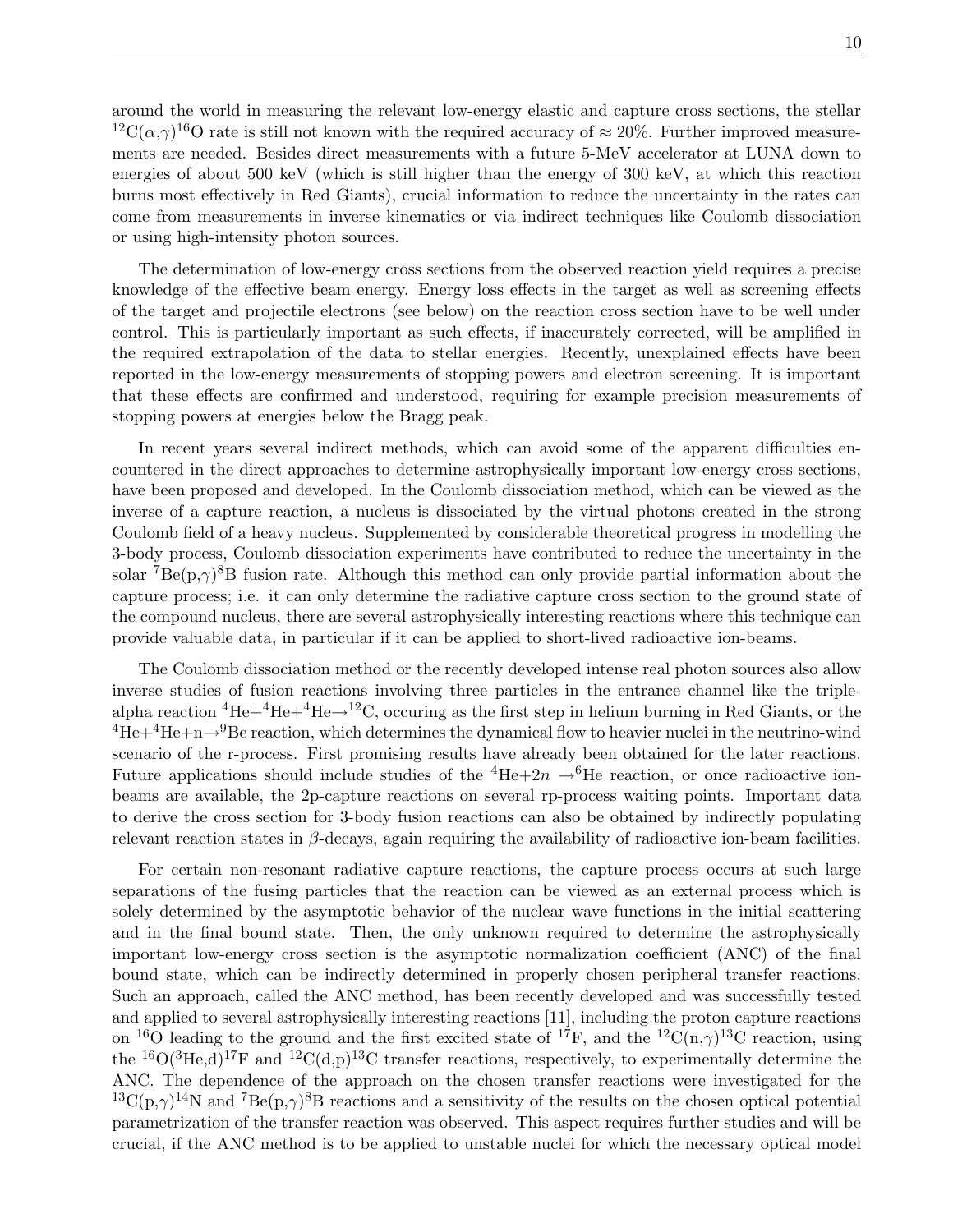around the world in measuring the relevant low-energy elastic and capture cross sections, the stellar $^{12}$C($\alpha$,$\gamma$)$^{16}$O rate is still not known with the required accuracy of $\approx 20\%$. Further improved measurements are needed. Besides direct measurements with a future 5-MeV accelerator at LUNA down to energies of about 500 keV (which is still higher than the energy of 300 keV, at which this reaction burns most effectively in Red Giants), crucial information to reduce the uncertainty in the rates can come from measurements in inverse kinematics or via indirect techniques like Coulomb dissociation or using high-intensity photon sources.

The determination of low-energy cross sections from the observed reaction yield requires a precise knowledge of the effective beam energy. Energy loss effects in the target as well as screening effects of the target and projectile electrons (see below) on the reaction cross section have to be well under control. This is particularly important as such effects, if inaccurately corrected, will be amplified in the required extrapolation of the data to stellar energies. Recently, unexplained effects have been reported in the low-energy measurements of stopping powers and electron screening. It is important that these effects are confirmed and understood, requiring for example precision measurements of stopping powers at energies below the Bragg peak.

In recent years several indirect methods, which can avoid some of the apparent difficulties encountered in the direct approaches to determine astrophysically important low-energy cross sections, have been proposed and developed. In the Coulomb dissociation method, which can be viewed as the inverse of a capture reaction, a nucleus is dissociated by the virtual photons created in the strong Coulomb field of a heavy nucleus. Supplemented by considerable theoretical progress in modelling the 3-body process, Coulomb dissociation experiments have contributed to reduce the uncertainty in the solar $^{7}$Be(p,$\gamma$)$^{8}$B fusion rate. Although this method can only provide partial information about the capture process; i.e. it can only determine the radiative capture cross section to the ground state of the compound nucleus, there are several astrophysically interesting reactions where this technique can provide valuable data, in particular if it can be applied to short-lived radioactive ion-beams.

The Coulomb dissociation method or the recently developed intense real photon sources also allow inverse studies of fusion reactions involving three particles in the entrance channel like the triple-alpha reaction $^{4}$He+$^{4}$He+$^{4}$He$\rightarrow$$^{12}$C, occuring as the first step in helium burning in Red Giants, or the $^{4}$He+$^{4}$He+n$\rightarrow$$^{9}$Be reaction, which determines the dynamical flow to heavier nuclei in the neutrino-wind scenario of the r-process. First promising results have already been obtained for the later reactions. Future applications should include studies of the $^{4}$He+$2n$ $\rightarrow$$^{6}$He reaction, or once radioactive ion-beams are available, the 2p-capture reactions on several rp-process waiting points. Important data to derive the cross section for 3-body fusion reactions can also be obtained by indirectly populating relevant reaction states in $\beta$-decays, again requiring the availability of radioactive ion-beam facilities.

For certain non-resonant radiative capture reactions, the capture process occurs at such large separations of the fusing particles that the reaction can be viewed as an external process which is solely determined by the asymptotic behavior of the nuclear wave functions in the initial scattering and in the final bound state. Then, the only unknown required to determine the astrophysically important low-energy cross section is the asymptotic normalization coefficient (ANC) of the final bound state, which can be indirectly determined in properly chosen peripheral transfer reactions. Such an approach, called the ANC method, has been recently developed and was successfully tested and applied to several astrophysically interesting reactions [11], including the proton capture reactions on $^{16}$O leading to the ground and the first excited state of $^{17}$F, and the $^{12}$C(n,$\gamma$)$^{13}$C reaction, using the $^{16}$O($^{3}$He,d)$^{17}$F and $^{12}$C(d,p)$^{13}$C transfer reactions, respectively, to experimentally determine the ANC. The dependence of the approach on the chosen transfer reactions were investigated for the $^{13}$C(p,$\gamma$)$^{14}$N and $^{7}$Be(p,$\gamma$)$^{8}$B reactions and a sensitivity of the results on the chosen optical potential parametrization of the transfer reaction was observed. This aspect requires further studies and will be crucial, if the ANC method is to be applied to unstable nuclei for which the necessary optical model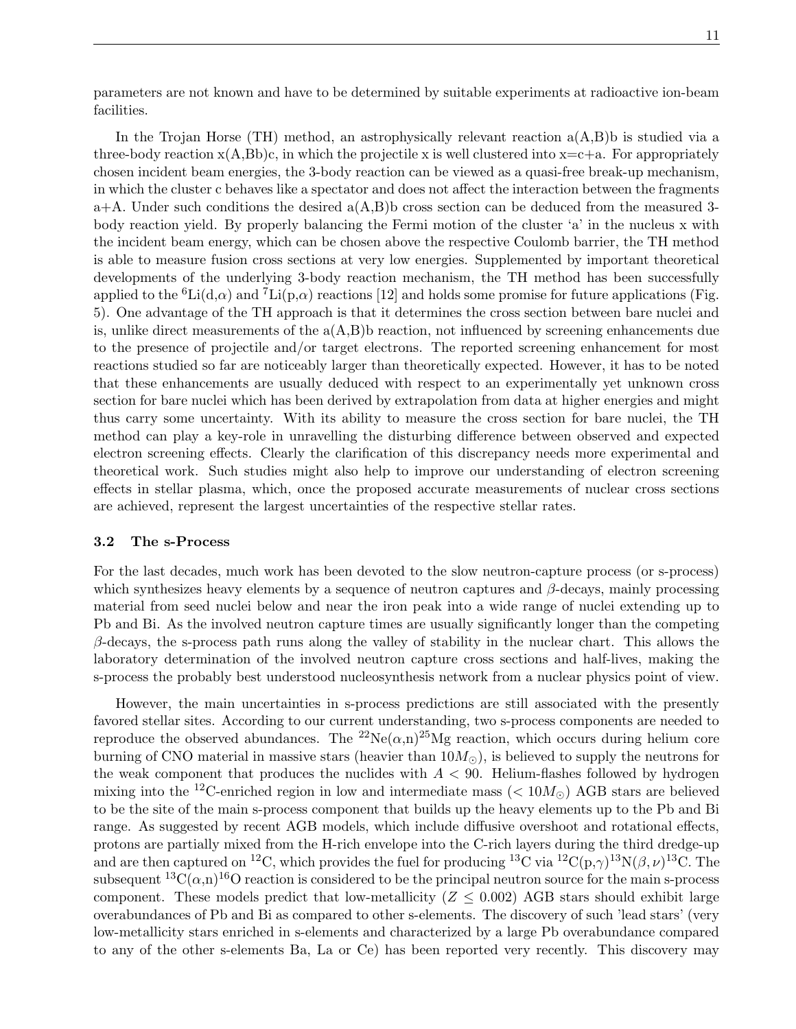parameters are not known and have to be determined by suitable experiments at radioactive ion-beam facilities.

In the Trojan Horse (TH) method, an astrophysically relevant reaction a(A,B)b is studied via a three-body reaction x(A,Bb)c, in which the projectile x is well clustered into x=c+a. For appropriately chosen incident beam energies, the 3-body reaction can be viewed as a quasi-free break-up mechanism, in which the cluster c behaves like a spectator and does not affect the interaction between the fragments a+A. Under such conditions the desired a(A,B)b cross section can be deduced from the measured 3-body reaction yield. By properly balancing the Fermi motion of the cluster 'a' in the nucleus x with the incident beam energy, which can be chosen above the respective Coulomb barrier, the TH method is able to measure fusion cross sections at very low energies. Supplemented by important theoretical developments of the underlying 3-body reaction mechanism, the TH method has been successfully applied to the $^{6}$Li(d,$\alpha$) and $^{7}$Li(p,$\alpha$) reactions [12] and holds some promise for future applications (Fig. 5). One advantage of the TH approach is that it determines the cross section between bare nuclei and is, unlike direct measurements of the a(A,B)b reaction, not influenced by screening enhancements due to the presence of projectile and/or target electrons. The reported screening enhancement for most reactions studied so far are noticeably larger than theoretically expected. However, it has to be noted that these enhancements are usually deduced with respect to an experimentally yet unknown cross section for bare nuclei which has been derived by extrapolation from data at higher energies and might thus carry some uncertainty. With its ability to measure the cross section for bare nuclei, the TH method can play a key-role in unravelling the disturbing difference between observed and expected electron screening effects. Clearly the clarification of this discrepancy needs more experimental and theoretical work. Such studies might also help to improve our understanding of electron screening effects in stellar plasma, which, once the proposed accurate measurements of nuclear cross sections are achieved, represent the largest uncertainties of the respective stellar rates.

### 3.2 The s-Process

For the last decades, much work has been devoted to the slow neutron-capture process (or s-process) which synthesizes heavy elements by a sequence of neutron captures and $\beta$-decays, mainly processing material from seed nuclei below and near the iron peak into a wide range of nuclei extending up to Pb and Bi. As the involved neutron capture times are usually significantly longer than the competing $\beta$-decays, the s-process path runs along the valley of stability in the nuclear chart. This allows the laboratory determination of the involved neutron capture cross sections and half-lives, making the s-process the probably best understood nucleosynthesis network from a nuclear physics point of view.

However, the main uncertainties in s-process predictions are still associated with the presently favored stellar sites. According to our current understanding, two s-process components are needed to reproduce the observed abundances. The $^{22}$Ne($\alpha$,n)$^{25}$Mg reaction, which occurs during helium core burning of CNO material in massive stars (heavier than $10M_{\odot}$), is believed to supply the neutrons for the weak component that produces the nuclides with $A < 90$. Helium-flashes followed by hydrogen mixing into the $^{12}$C-enriched region in low and intermediate mass ($< 10M_{\odot}$) AGB stars are believed to be the site of the main s-process component that builds up the heavy elements up to the Pb and Bi range. As suggested by recent AGB models, which include diffusive overshoot and rotational effects, protons are partially mixed from the H-rich envelope into the C-rich layers during the third dredge-up and are then captured on $^{12}$C, which provides the fuel for producing $^{13}$C via $^{12}$C(p,$\gamma$)$^{13}$N($\beta,\nu$)$^{13}$C. The subsequent $^{13}$C($\alpha$,n)$^{16}$O reaction is considered to be the principal neutron source for the main s-process component. These models predict that low-metallicity ($Z \leq 0.002$) AGB stars should exhibit large overabundances of Pb and Bi as compared to other s-elements. The discovery of such 'lead stars' (very low-metallicity stars enriched in s-elements and characterized by a large Pb overabundance compared to any of the other s-elements Ba, La or Ce) has been reported very recently. This discovery may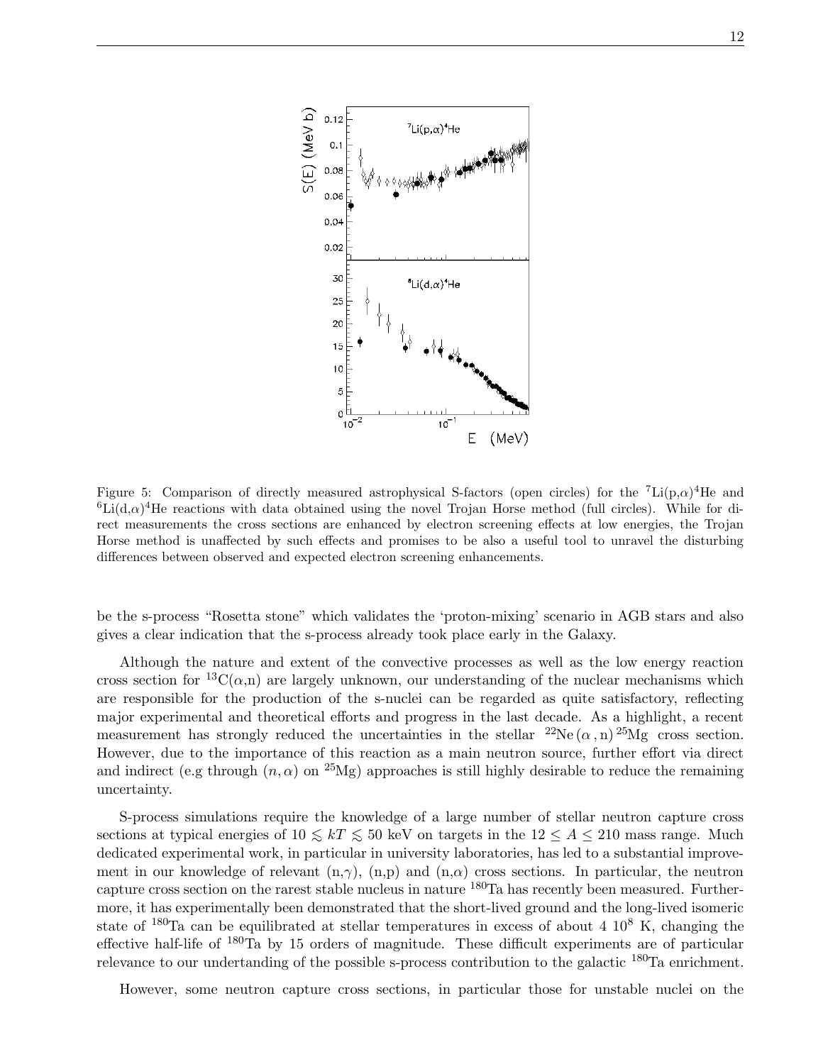Figure 5: Comparison of directly measured astrophysical S-factors (open circles) for the $^{7}$Li(p,$\alpha$)$^{4}$He and $^{6}$Li(d,$\alpha$)$^{4}$He reactions with data obtained using the novel Trojan Horse method (full circles). While for direct measurements the cross sections are enhanced by electron screening effects at low energies, the Trojan Horse method is unaffected by such effects and promises to be also a useful tool to unravel the disturbing differences between observed and expected electron screening enhancements.

be the s-process "Rosetta stone" which validates the 'proton-mixing' scenario in AGB stars and also gives a clear indication that the s-process already took place early in the Galaxy.

Although the nature and extent of the convective processes as well as the low energy reaction cross section for $^{13}$C($\alpha$,n) are largely unknown, our understanding of the nuclear mechanisms which are responsible for the production of the s-nuclei can be regarded as quite satisfactory, reflecting major experimental and theoretical efforts and progress in the last decade. As a highlight, a recent measurement has strongly reduced the uncertainties in the stellar $^{22}\mathrm{Ne}\,(\alpha\,,\mathrm{n})\,^{25}\mathrm{Mg}$ cross section. However, due to the importance of this reaction as a main neutron source, further effort via direct and indirect (e.g through $(n,\alpha)$ on $^{25}$Mg) approaches is still highly desirable to reduce the remaining uncertainty.

S-process simulations require the knowledge of a large number of stellar neutron capture cross sections at typical energies of $10 \lesssim kT \lesssim 50$ keV on targets in the $12 \leq A \leq 210$ mass range. Much dedicated experimental work, in particular in university laboratories, has led to a substantial improvement in our knowledge of relevant (n,$\gamma$), (n,p) and (n,$\alpha$) cross sections. In particular, the neutron capture cross section on the rarest stable nucleus in nature $^{180}$Ta has recently been measured. Furthermore, it has experimentally been demonstrated that the short-lived ground and the long-lived isomeric state of $^{180}$Ta can be equilibrated at stellar temperatures in excess of about 4 $10^{8}$ K, changing the effective half-life of $^{180}$Ta by 15 orders of magnitude. These difficult experiments are of particular relevance to our undertanding of the possible s-process contribution to the galactic $^{180}$Ta enrichment.

However, some neutron capture cross sections, in particular those for unstable nuclei on the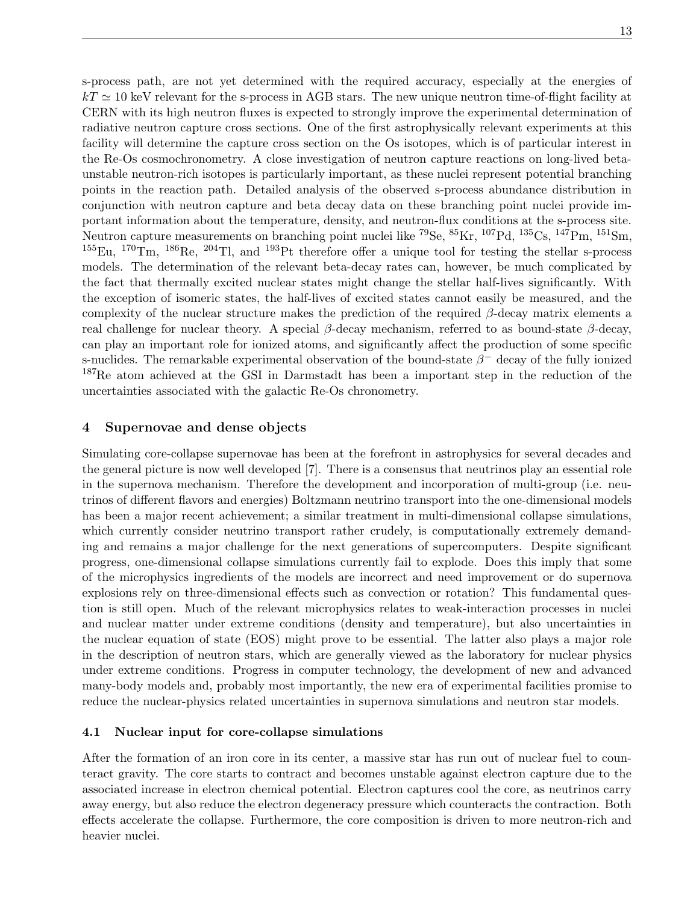s-process path, are not yet determined with the required accuracy, especially at the energies of $kT \simeq 10$ keV relevant for the s-process in AGB stars. The new unique neutron time-of-flight facility at CERN with its high neutron fluxes is expected to strongly improve the experimental determination of radiative neutron capture cross sections. One of the first astrophysically relevant experiments at this facility will determine the capture cross section on the Os isotopes, which is of particular interest in the Re-Os cosmochronometry. A close investigation of neutron capture reactions on long-lived beta-unstable neutron-rich isotopes is particularly important, as these nuclei represent potential branching points in the reaction path. Detailed analysis of the observed s-process abundance distribution in conjunction with neutron capture and beta decay data on these branching point nuclei provide important information about the temperature, density, and neutron-flux conditions at the s-process site. Neutron capture measurements on branching point nuclei like $^{79}$Se, $^{85}$Kr, $^{107}$Pd, $^{135}$Cs, $^{147}$Pm, $^{151}$Sm, $^{155}$Eu, $^{170}$Tm, $^{186}$Re, $^{204}$Tl, and $^{193}$Pt therefore offer a unique tool for testing the stellar s-process models. The determination of the relevant beta-decay rates can, however, be much complicated by the fact that thermally excited nuclear states might change the stellar half-lives significantly. With the exception of isomeric states, the half-lives of excited states cannot easily be measured, and the complexity of the nuclear structure makes the prediction of the required $\beta$-decay matrix elements a real challenge for nuclear theory. A special $\beta$-decay mechanism, referred to as bound-state $\beta$-decay, can play an important role for ionized atoms, and significantly affect the production of some specific s-nuclides. The remarkable experimental observation of the bound-state $\beta^-$ decay of the fully ionized $^{187}$Re atom achieved at the GSI in Darmstadt has been a important step in the reduction of the uncertainties associated with the galactic Re-Os chronometry.

## 4 Supernovae and dense objects

Simulating core-collapse supernovae has been at the forefront in astrophysics for several decades and the general picture is now well developed [7]. There is a consensus that neutrinos play an essential role in the supernova mechanism. Therefore the development and incorporation of multi-group (i.e. neutrinos of different flavors and energies) Boltzmann neutrino transport into the one-dimensional models has been a major recent achievement; a similar treatment in multi-dimensional collapse simulations, which currently consider neutrino transport rather crudely, is computationally extremely demanding and remains a major challenge for the next generations of supercomputers. Despite significant progress, one-dimensional collapse simulations currently fail to explode. Does this imply that some of the microphysics ingredients of the models are incorrect and need improvement or do supernova explosions rely on three-dimensional effects such as convection or rotation? This fundamental question is still open. Much of the relevant microphysics relates to weak-interaction processes in nuclei and nuclear matter under extreme conditions (density and temperature), but also uncertainties in the nuclear equation of state (EOS) might prove to be essential. The latter also plays a major role in the description of neutron stars, which are generally viewed as the laboratory for nuclear physics under extreme conditions. Progress in computer technology, the development of new and advanced many-body models and, probably most importantly, the new era of experimental facilities promise to reduce the nuclear-physics related uncertainties in supernova simulations and neutron star models.

### 4.1 Nuclear input for core-collapse simulations

After the formation of an iron core in its center, a massive star has run out of nuclear fuel to counteract gravity. The core starts to contract and becomes unstable against electron capture due to the associated increase in electron chemical potential. Electron captures cool the core, as neutrinos carry away energy, but also reduce the electron degeneracy pressure which counteracts the contraction. Both effects accelerate the collapse. Furthermore, the core composition is driven to more neutron-rich and heavier nuclei.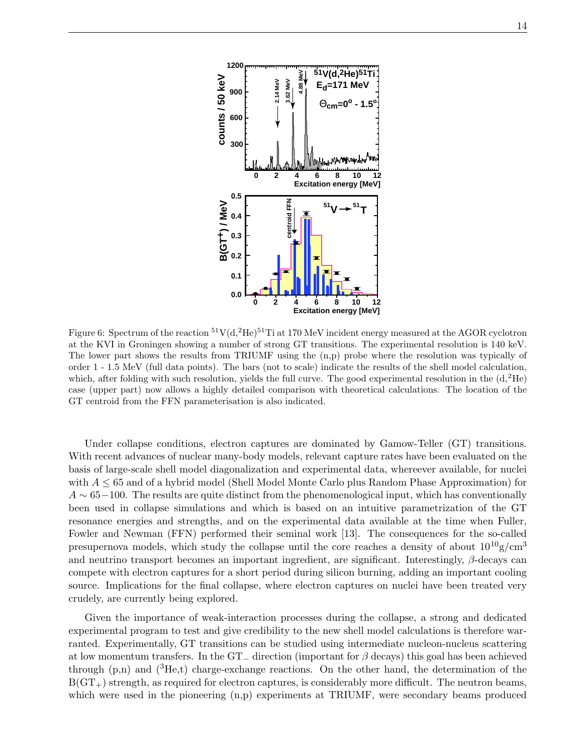Figure 6: Spectrum of the reaction $^{51}$V(d,$^{2}$He)$^{51}$Ti at 170 MeV incident energy measured at the AGOR cyclotron at the KVI in Groningen showing a number of strong GT transitions. The experimental resolution is 140 keV. The lower part shows the results from TRIUMF using the (n,p) probe where the resolution was typically of order 1 - 1.5 MeV (full data points). The bars (not to scale) indicate the results of the shell model calculation, which, after folding with such resolution, yields the full curve. The good experimental resolution in the (d,$^{2}$He) case (upper part) now allows a highly detailed comparison with theoretical calculations. The location of the GT centroid from the FFN parameterisation is also indicated.

Under collapse conditions, electron captures are dominated by Gamow-Teller (GT) transitions. With recent advances of nuclear many-body models, relevant capture rates have been evaluated on the basis of large-scale shell model diagonalization and experimental data, whereever available, for nuclei with $A \leq 65$ and of a hybrid model (Shell Model Monte Carlo plus Random Phase Approximation) for $A \sim 65-100$. The results are quite distinct from the phenomenological input, which has conventionally been used in collapse simulations and which is based on an intuitive parametrization of the GT resonance energies and strengths, and on the experimental data available at the time when Fuller, Fowler and Newman (FFN) performed their seminal work [13]. The consequences for the so-called presupernova models, which study the collapse until the core reaches a density of about $10^{10}$g/cm$^3$ and neutrino transport becomes an important ingredient, are significant. Interestingly, $\beta$-decays can compete with electron captures for a short period during silicon burning, adding an important cooling source. Implications for the final collapse, where electron captures on nuclei have been treated very crudely, are currently being explored.

Given the importance of weak-interaction processes during the collapse, a strong and dedicated experimental program to test and give credibility to the new shell model calculations is therefore warranted. Experimentally, GT transitions can be studied using intermediate nucleon-nucleus scattering at low momentum transfers. In the GT$_-$ direction (important for $\beta$ decays) this goal has been achieved through (p,n) and ($^3$He,t) charge-exchange reactions. On the other hand, the determination of the B(GT$_+$) strength, as required for electron captures, is considerably more difficult. The neutron beams, which were used in the pioneering (n,p) experiments at TRIUMF, were secondary beams produced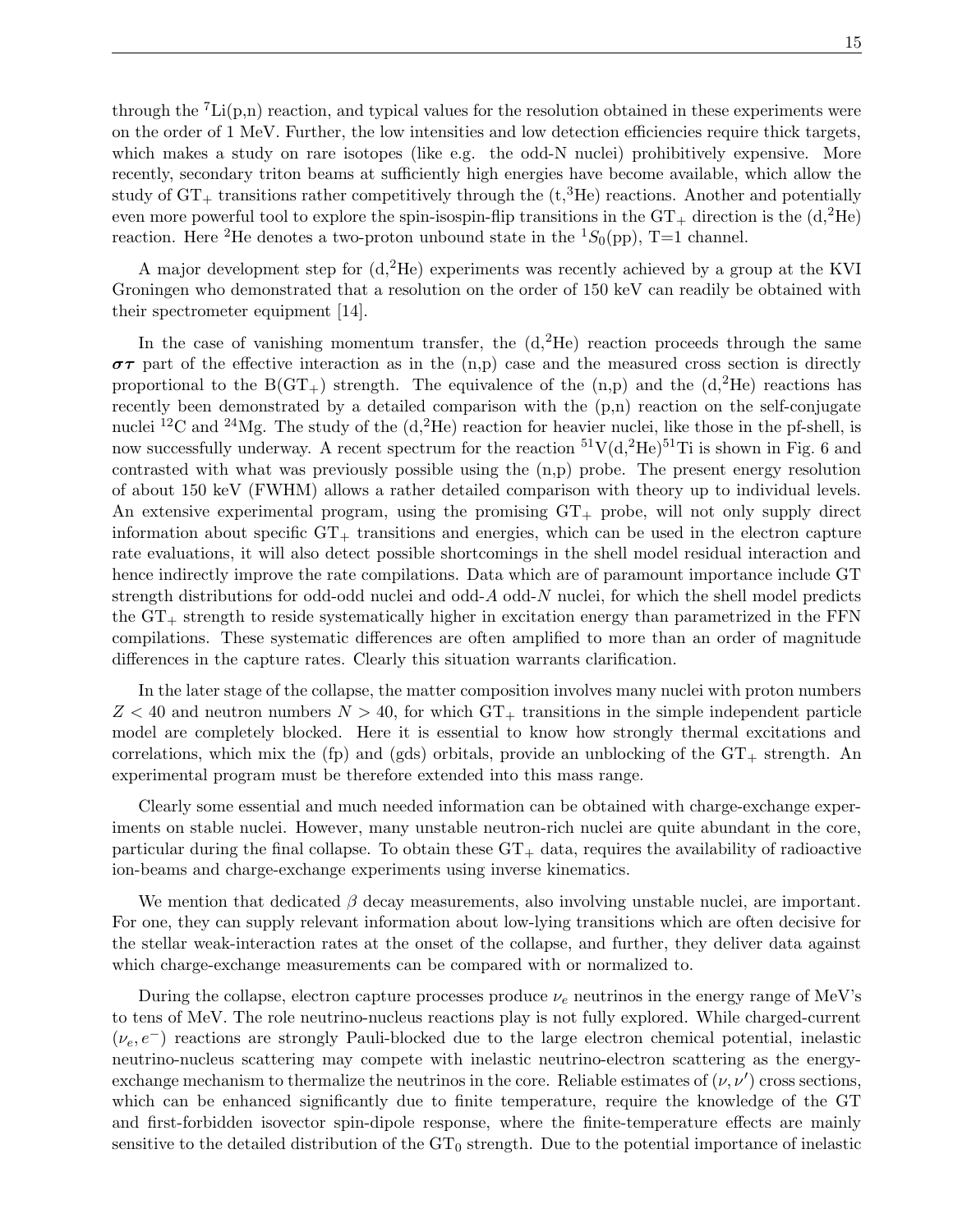through the $^7$Li(p,n) reaction, and typical values for the resolution obtained in these experiments were on the order of 1 MeV. Further, the low intensities and low detection efficiencies require thick targets, which makes a study on rare isotopes (like e.g. the odd-N nuclei) prohibitively expensive. More recently, secondary triton beams at sufficiently high energies have become available, which allow the study of GT$_+$ transitions rather competitively through the (t,$^3$He) reactions. Another and potentially even more powerful tool to explore the spin-isospin-flip transitions in the GT$_+$ direction is the (d,$^2$He) reaction. Here $^2$He denotes a two-proton unbound state in the $^1S_0$(pp), T=1 channel.

A major development step for (d,$^2$He) experiments was recently achieved by a group at the KVI Groningen who demonstrated that a resolution on the order of 150 keV can readily be obtained with their spectrometer equipment [14].

In the case of vanishing momentum transfer, the (d,$^2$He) reaction proceeds through the same $\boldsymbol{\sigma\tau}$ part of the effective interaction as in the (n,p) case and the measured cross section is directly proportional to the B(GT$_+$) strength. The equivalence of the (n,p) and the (d,$^2$He) reactions has recently been demonstrated by a detailed comparison with the (p,n) reaction on the self-conjugate nuclei $^{12}$C and $^{24}$Mg. The study of the (d,$^2$He) reaction for heavier nuclei, like those in the pf-shell, is now successfully underway. A recent spectrum for the reaction $^{51}$V(d,$^2$He)$^{51}$Ti is shown in Fig. 6 and contrasted with what was previously possible using the (n,p) probe. The present energy resolution of about 150 keV (FWHM) allows a rather detailed comparison with theory up to individual levels. An extensive experimental program, using the promising GT$_+$ probe, will not only supply direct information about specific GT$_+$ transitions and energies, which can be used in the electron capture rate evaluations, it will also detect possible shortcomings in the shell model residual interaction and hence indirectly improve the rate compilations. Data which are of paramount importance include GT strength distributions for odd-odd nuclei and odd-$A$ odd-$N$ nuclei, for which the shell model predicts the GT$_+$ strength to reside systematically higher in excitation energy than parametrized in the FFN compilations. These systematic differences are often amplified to more than an order of magnitude differences in the capture rates. Clearly this situation warrants clarification.

In the later stage of the collapse, the matter composition involves many nuclei with proton numbers $Z < 40$ and neutron numbers $N > 40$, for which GT$_+$ transitions in the simple independent particle model are completely blocked. Here it is essential to know how strongly thermal excitations and correlations, which mix the (fp) and (gds) orbitals, provide an unblocking of the GT$_+$ strength. An experimental program must be therefore extended into this mass range.

Clearly some essential and much needed information can be obtained with charge-exchange experiments on stable nuclei. However, many unstable neutron-rich nuclei are quite abundant in the core, particular during the final collapse. To obtain these GT$_+$ data, requires the availability of radioactive ion-beams and charge-exchange experiments using inverse kinematics.

We mention that dedicated $\beta$ decay measurements, also involving unstable nuclei, are important. For one, they can supply relevant information about low-lying transitions which are often decisive for the stellar weak-interaction rates at the onset of the collapse, and further, they deliver data against which charge-exchange measurements can be compared with or normalized to.

During the collapse, electron capture processes produce $\nu_e$ neutrinos in the energy range of MeV's to tens of MeV. The role neutrino-nucleus reactions play is not fully explored. While charged-current $(\nu_e, e^-)$ reactions are strongly Pauli-blocked due to the large electron chemical potential, inelastic neutrino-nucleus scattering may compete with inelastic neutrino-electron scattering as the energy-exchange mechanism to thermalize the neutrinos in the core. Reliable estimates of $(\nu, \nu')$ cross sections, which can be enhanced significantly due to finite temperature, require the knowledge of the GT and first-forbidden isovector spin-dipole response, where the finite-temperature effects are mainly sensitive to the detailed distribution of the GT$_0$ strength. Due to the potential importance of inelastic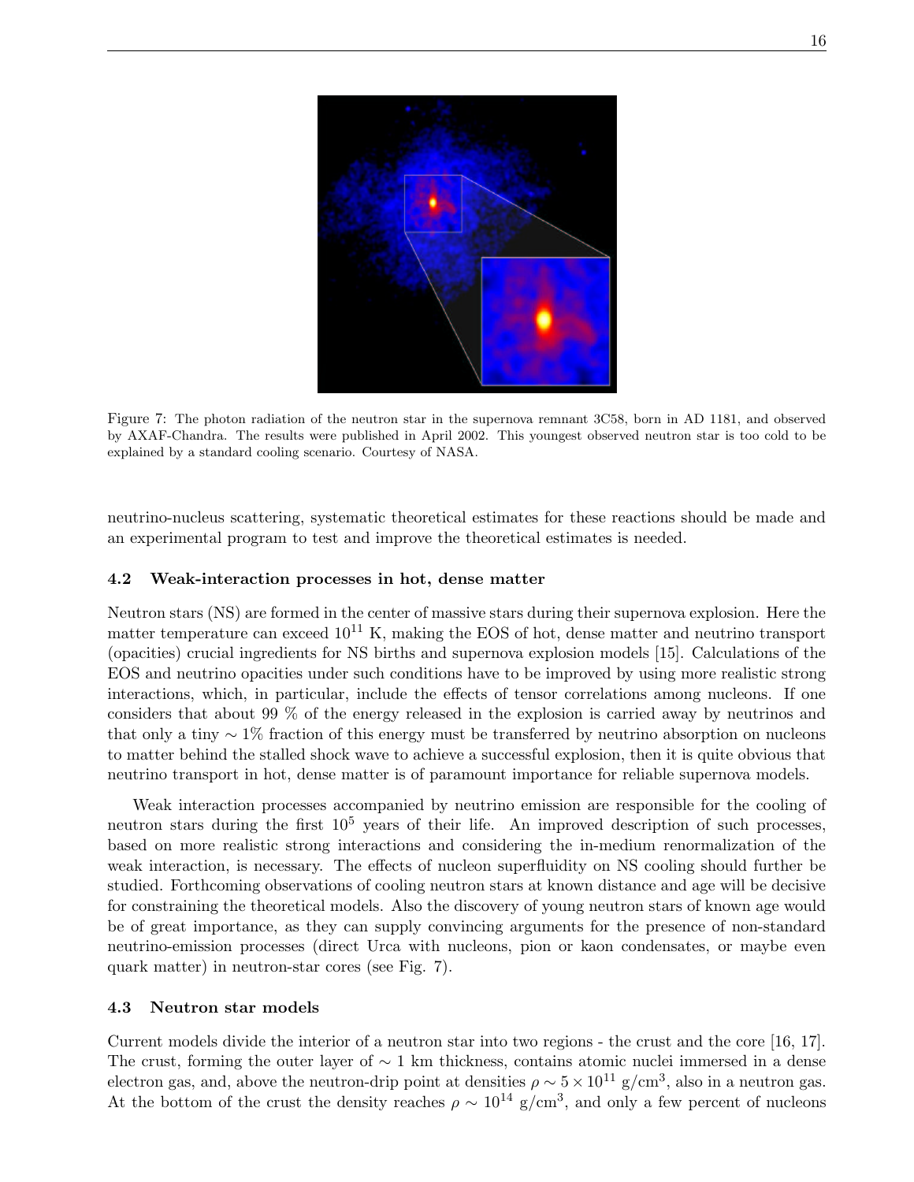Figure 7: The photon radiation of the neutron star in the supernova remnant 3C58, born in AD 1181, and observed by AXAF-Chandra. The results were published in April 2002. This youngest observed neutron star is too cold to be explained by a standard cooling scenario. Courtesy of NASA.

neutrino-nucleus scattering, systematic theoretical estimates for these reactions should be made and an experimental program to test and improve the theoretical estimates is needed.

### 4.2 Weak-interaction processes in hot, dense matter

Neutron stars (NS) are formed in the center of massive stars during their supernova explosion. Here the matter temperature can exceed $10^{11}$ K, making the EOS of hot, dense matter and neutrino transport (opacities) crucial ingredients for NS births and supernova explosion models [15]. Calculations of the EOS and neutrino opacities under such conditions have to be improved by using more realistic strong interactions, which, in particular, include the effects of tensor correlations among nucleons. If one considers that about 99 % of the energy released in the explosion is carried away by neutrinos and that only a tiny $\sim 1\%$ fraction of this energy must be transferred by neutrino absorption on nucleons to matter behind the stalled shock wave to achieve a successful explosion, then it is quite obvious that neutrino transport in hot, dense matter is of paramount importance for reliable supernova models.

Weak interaction processes accompanied by neutrino emission are responsible for the cooling of neutron stars during the first $10^5$ years of their life. An improved description of such processes, based on more realistic strong interactions and considering the in-medium renormalization of the weak interaction, is necessary. The effects of nucleon superfluidity on NS cooling should further be studied. Forthcoming observations of cooling neutron stars at known distance and age will be decisive for constraining the theoretical models. Also the discovery of young neutron stars of known age would be of great importance, as they can supply convincing arguments for the presence of non-standard neutrino-emission processes (direct Urca with nucleons, pion or kaon condensates, or maybe even quark matter) in neutron-star cores (see Fig. 7).

### 4.3 Neutron star models

Current models divide the interior of a neutron star into two regions - the crust and the core [16, 17]. The crust, forming the outer layer of $\sim 1$ km thickness, contains atomic nuclei immersed in a dense electron gas, and, above the neutron-drip point at densities $\rho \sim 5 \times 10^{11}$ g/cm$^3$, also in a neutron gas. At the bottom of the crust the density reaches $\rho \sim 10^{14}$ g/cm$^3$, and only a few percent of nucleons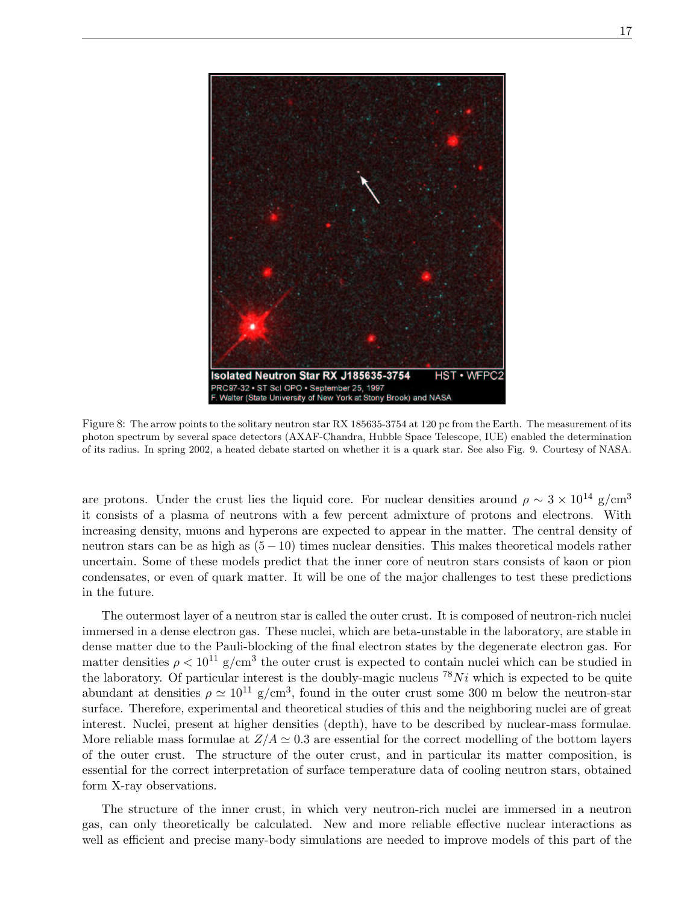Figure 8: The arrow points to the solitary neutron star RX 185635-3754 at 120 pc from the Earth. The measurement of its photon spectrum by several space detectors (AXAF-Chandra, Hubble Space Telescope, IUE) enabled the determination of its radius. In spring 2002, a heated debate started on whether it is a quark star. See also Fig. 9. Courtesy of NASA.

are protons. Under the crust lies the liquid core. For nuclear densities around $\rho \sim 3 \times 10^{14}$ g/cm$^3$ it consists of a plasma of neutrons with a few percent admixture of protons and electrons. With increasing density, muons and hyperons are expected to appear in the matter. The central density of neutron stars can be as high as $(5-10)$ times nuclear densities. This makes theoretical models rather uncertain. Some of these models predict that the inner core of neutron stars consists of kaon or pion condensates, or even of quark matter. It will be one of the major challenges to test these predictions in the future.

The outermost layer of a neutron star is called the outer crust. It is composed of neutron-rich nuclei immersed in a dense electron gas. These nuclei, which are beta-unstable in the laboratory, are stable in dense matter due to the Pauli-blocking of the final electron states by the degenerate electron gas. For matter densities $\rho < 10^{11}$ g/cm$^3$ the outer crust is expected to contain nuclei which can be studied in the laboratory. Of particular interest is the doubly-magic nucleus $^{78}Ni$ which is expected to be quite abundant at densities $\rho \simeq 10^{11}$ g/cm$^3$, found in the outer crust some 300 m below the neutron-star surface. Therefore, experimental and theoretical studies of this and the neighboring nuclei are of great interest. Nuclei, present at higher densities (depth), have to be described by nuclear-mass formulae. More reliable mass formulae at $Z/A \simeq 0.3$ are essential for the correct modelling of the bottom layers of the outer crust. The structure of the outer crust, and in particular its matter composition, is essential for the correct interpretation of surface temperature data of cooling neutron stars, obtained form X-ray observations.

The structure of the inner crust, in which very neutron-rich nuclei are immersed in a neutron gas, can only theoretically be calculated. New and more reliable effective nuclear interactions as well as efficient and precise many-body simulations are needed to improve models of this part of the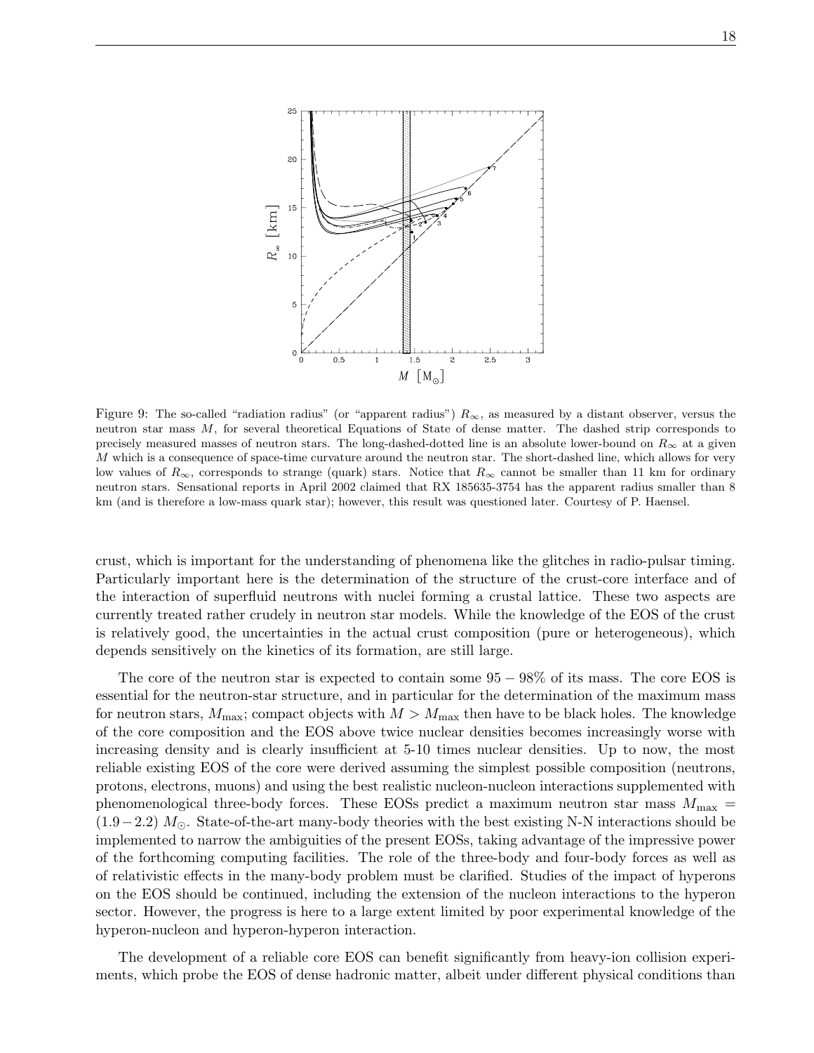Figure 9: The so-called "radiation radius" (or "apparent radius") $R_{\infty}$, as measured by a distant observer, versus the neutron star mass $M$, for several theoretical Equations of State of dense matter. The dashed strip corresponds to precisely measured masses of neutron stars. The long-dashed-dotted line is an absolute lower-bound on $R_{\infty}$ at a given $M$ which is a consequence of space-time curvature around the neutron star. The short-dashed line, which allows for very low values of $R_{\infty}$, corresponds to strange (quark) stars. Notice that $R_{\infty}$ cannot be smaller than 11 km for ordinary neutron stars. Sensational reports in April 2002 claimed that RX 185635-3754 has the apparent radius smaller than 8 km (and is therefore a low-mass quark star); however, this result was questioned later. Courtesy of P. Haensel.

crust, which is important for the understanding of phenomena like the glitches in radio-pulsar timing. Particularly important here is the determination of the structure of the crust-core interface and of the interaction of superfluid neutrons with nuclei forming a crustal lattice. These two aspects are currently treated rather crudely in neutron star models. While the knowledge of the EOS of the crust is relatively good, the uncertainties in the actual crust composition (pure or heterogeneous), which depends sensitively on the kinetics of its formation, are still large.

The core of the neutron star is expected to contain some $95-98\%$ of its mass. The core EOS is essential for the neutron-star structure, and in particular for the determination of the maximum mass for neutron stars, $M_{\rm max}$; compact objects with $M > M_{\rm max}$ then have to be black holes. The knowledge of the core composition and the EOS above twice nuclear densities becomes increasingly worse with increasing density and is clearly insufficient at 5-10 times nuclear densities. Up to now, the most reliable existing EOS of the core were derived assuming the simplest possible composition (neutrons, protons, electrons, muons) and using the best realistic nucleon-nucleon interactions supplemented with phenomenological three-body forces. These EOSs predict a maximum neutron star mass $M_{\rm max} = (1.9-2.2)\ M_{\odot}$. State-of-the-art many-body theories with the best existing N-N interactions should be implemented to narrow the ambiguities of the present EOSs, taking advantage of the impressive power of the forthcoming computing facilities. The role of the three-body and four-body forces as well as of relativistic effects in the many-body problem must be clarified. Studies of the impact of hyperons on the EOS should be continued, including the extension of the nucleon interactions to the hyperon sector. However, the progress is here to a large extent limited by poor experimental knowledge of the hyperon-nucleon and hyperon-hyperon interaction.

The development of a reliable core EOS can benefit significantly from heavy-ion collision experiments, which probe the EOS of dense hadronic matter, albeit under different physical conditions than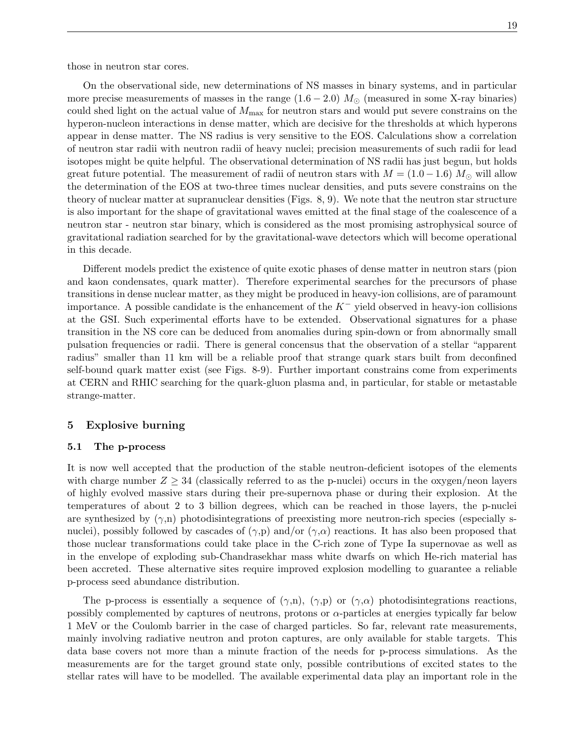those in neutron star cores.

On the observational side, new determinations of NS masses in binary systems, and in particular more precise measurements of masses in the range $(1.6-2.0)\ M_{\odot}$ (measured in some X-ray binaries) could shed light on the actual value of $M_{\max}$ for neutron stars and would put severe constrains on the hyperon-nucleon interactions in dense matter, which are decisive for the thresholds at which hyperons appear in dense matter. The NS radius is very sensitive to the EOS. Calculations show a correlation of neutron star radii with neutron radii of heavy nuclei; precision measurements of such radii for lead isotopes might be quite helpful. The observational determination of NS radii has just begun, but holds great future potential. The measurement of radii of neutron stars with $M = (1.0-1.6)\ M_{\odot}$ will allow the determination of the EOS at two-three times nuclear densities, and puts severe constrains on the theory of nuclear matter at supranuclear densities (Figs. 8, 9). We note that the neutron star structure is also important for the shape of gravitational waves emitted at the final stage of the coalescence of a neutron star - neutron star binary, which is considered as the most promising astrophysical source of gravitational radiation searched for by the gravitational-wave detectors which will become operational in this decade.

Different models predict the existence of quite exotic phases of dense matter in neutron stars (pion and kaon condensates, quark matter). Therefore experimental searches for the precursors of phase transitions in dense nuclear matter, as they might be produced in heavy-ion collisions, are of paramount importance. A possible candidate is the enhancement of the $K^-$ yield observed in heavy-ion collisions at the GSI. Such experimental efforts have to be extended. Observational signatures for a phase transition in the NS core can be deduced from anomalies during spin-down or from abnormally small pulsation frequencies or radii. There is general concensus that the observation of a stellar "apparent radius" smaller than 11 km will be a reliable proof that strange quark stars built from deconfined self-bound quark matter exist (see Figs. 8-9). Further important constrains come from experiments at CERN and RHIC searching for the quark-gluon plasma and, in particular, for stable or metastable strange-matter.

## 5 Explosive burning

### 5.1 The p-process

It is now well accepted that the production of the stable neutron-deficient isotopes of the elements with charge number $Z \geq 34$ (classically referred to as the p-nuclei) occurs in the oxygen/neon layers of highly evolved massive stars during their pre-supernova phase or during their explosion. At the temperatures of about 2 to 3 billion degrees, which can be reached in those layers, the p-nuclei are synthesized by ($\gamma$,n) photodisintegrations of preexisting more neutron-rich species (especially s-nuclei), possibly followed by cascades of ($\gamma$,p) and/or ($\gamma$,$\alpha$) reactions. It has also been proposed that those nuclear transformations could take place in the C-rich zone of Type Ia supernovae as well as in the envelope of exploding sub-Chandrasekhar mass white dwarfs on which He-rich material has been accreted. These alternative sites require improved explosion modelling to guarantee a reliable p-process seed abundance distribution.

The p-process is essentially a sequence of ($\gamma$,n), ($\gamma$,p) or ($\gamma$,$\alpha$) photodisintegrations reactions, possibly complemented by captures of neutrons, protons or $\alpha$-particles at energies typically far below 1 MeV or the Coulomb barrier in the case of charged particles. So far, relevant rate measurements, mainly involving radiative neutron and proton captures, are only available for stable targets. This data base covers not more than a minute fraction of the needs for p-process simulations. As the measurements are for the target ground state only, possible contributions of excited states to the stellar rates will have to be modelled. The available experimental data play an important role in the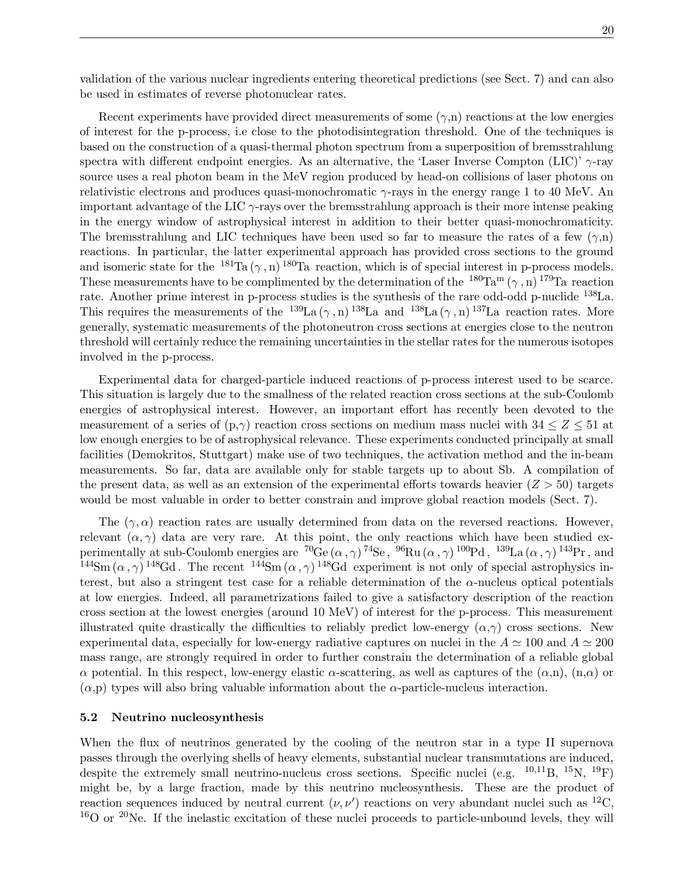validation of the various nuclear ingredients entering theoretical predictions (see Sect. 7) and can also be used in estimates of reverse photonuclear rates.

Recent experiments have provided direct measurements of some ($\gamma$,n) reactions at the low energies of interest for the p-process, i.e close to the photodisintegration threshold. One of the techniques is based on the construction of a quasi-thermal photon spectrum from a superposition of bremsstrahlung spectra with different endpoint energies. As an alternative, the 'Laser Inverse Compton (LIC)' $\gamma$-ray source uses a real photon beam in the MeV region produced by head-on collisions of laser photons on relativistic electrons and produces quasi-monochromatic $\gamma$-rays in the energy range 1 to 40 MeV. An important advantage of the LIC $\gamma$-rays over the bremsstrahlung approach is their more intense peaking in the energy window of astrophysical interest in addition to their better quasi-monochromaticity. The bremsstrahlung and LIC techniques have been used so far to measure the rates of a few ($\gamma$,n) reactions. In particular, the latter experimental approach has provided cross sections to the ground and isomeric state for the $^{181}\mathrm{Ta}\,(\gamma\,,\mathrm{n})\,^{180}\mathrm{Ta}$ reaction, which is of special interest in p-process models. These measurements have to be complimented by the determination of the $^{180}\mathrm{Ta^m}\,(\gamma\,,\mathrm{n})\,^{179}\mathrm{Ta}$ reaction rate. Another prime interest in p-process studies is the synthesis of the rare odd-odd p-nuclide $^{138}$La. This requires the measurements of the $^{139}\mathrm{La}\,(\gamma\,,\mathrm{n})\,^{138}\mathrm{La}$ and $^{138}\mathrm{La}\,(\gamma\,,\mathrm{n})\,^{137}\mathrm{La}$ reaction rates. More generally, systematic measurements of the photoneutron cross sections at energies close to the neutron threshold will certainly reduce the remaining uncertainties in the stellar rates for the numerous isotopes involved in the p-process.

Experimental data for charged-particle induced reactions of p-process interest used to be scarce. This situation is largely due to the smallness of the related reaction cross sections at the sub-Coulomb energies of astrophysical interest. However, an important effort has recently been devoted to the measurement of a series of (p,$\gamma$) reaction cross sections on medium mass nuclei with $34 \leq Z \leq 51$ at low enough energies to be of astrophysical relevance. These experiments conducted principally at small facilities (Demokritos, Stuttgart) make use of two techniques, the activation method and the in-beam measurements. So far, data are available only for stable targets up to about Sb. A compilation of the present data, as well as an extension of the experimental efforts towards heavier ($Z > 50$) targets would be most valuable in order to better constrain and improve global reaction models (Sect. 7).

The $(\gamma, \alpha)$ reaction rates are usually determined from data on the reversed reactions. However, relevant $(\alpha, \gamma)$ data are very rare. At this point, the only reactions which have been studied experimentally at sub-Coulomb energies are $^{70}\mathrm{Ge}\,(\alpha\,,\gamma)\,^{74}\mathrm{Se}$, $^{96}\mathrm{Ru}\,(\alpha\,,\gamma)\,^{100}\mathrm{Pd}$, $^{139}\mathrm{La}\,(\alpha\,,\gamma)\,^{143}\mathrm{Pr}$, and $^{144}\mathrm{Sm}\,(\alpha\,,\gamma)\,^{148}\mathrm{Gd}$. The recent $^{144}\mathrm{Sm}\,(\alpha\,,\gamma)\,^{148}\mathrm{Gd}$ experiment is not only of special astrophysics interest, but also a stringent test case for a reliable determination of the $\alpha$-nucleus optical potentials at low energies. Indeed, all parametrizations failed to give a satisfactory description of the reaction cross section at the lowest energies (around 10 MeV) of interest for the p-process. This measurement illustrated quite drastically the difficulties to reliably predict low-energy ($\alpha$,$\gamma$) cross sections. New experimental data, especially for low-energy radiative captures on nuclei in the $A \simeq 100$ and $A \simeq 200$ mass range, are strongly required in order to further constrain the determination of a reliable global $\alpha$ potential. In this respect, low-energy elastic $\alpha$-scattering, as well as captures of the ($\alpha$,n), (n,$\alpha$) or ($\alpha$,p) types will also bring valuable information about the $\alpha$-particle-nucleus interaction.

### 5.2 Neutrino nucleosynthesis

When the flux of neutrinos generated by the cooling of the neutron star in a type II supernova passes through the overlying shells of heavy elements, substantial nuclear transmutations are induced, despite the extremely small neutrino-nucleus cross sections. Specific nuclei (e.g. $^{10,11}$B, $^{15}$N, $^{19}$F) might be, by a large fraction, made by this neutrino nucleosynthesis. These are the product of reaction sequences induced by neutral current $(\nu, \nu')$ reactions on very abundant nuclei such as $^{12}$C, $^{16}$O or $^{20}$Ne. If the inelastic excitation of these nuclei proceeds to particle-unbound levels, they will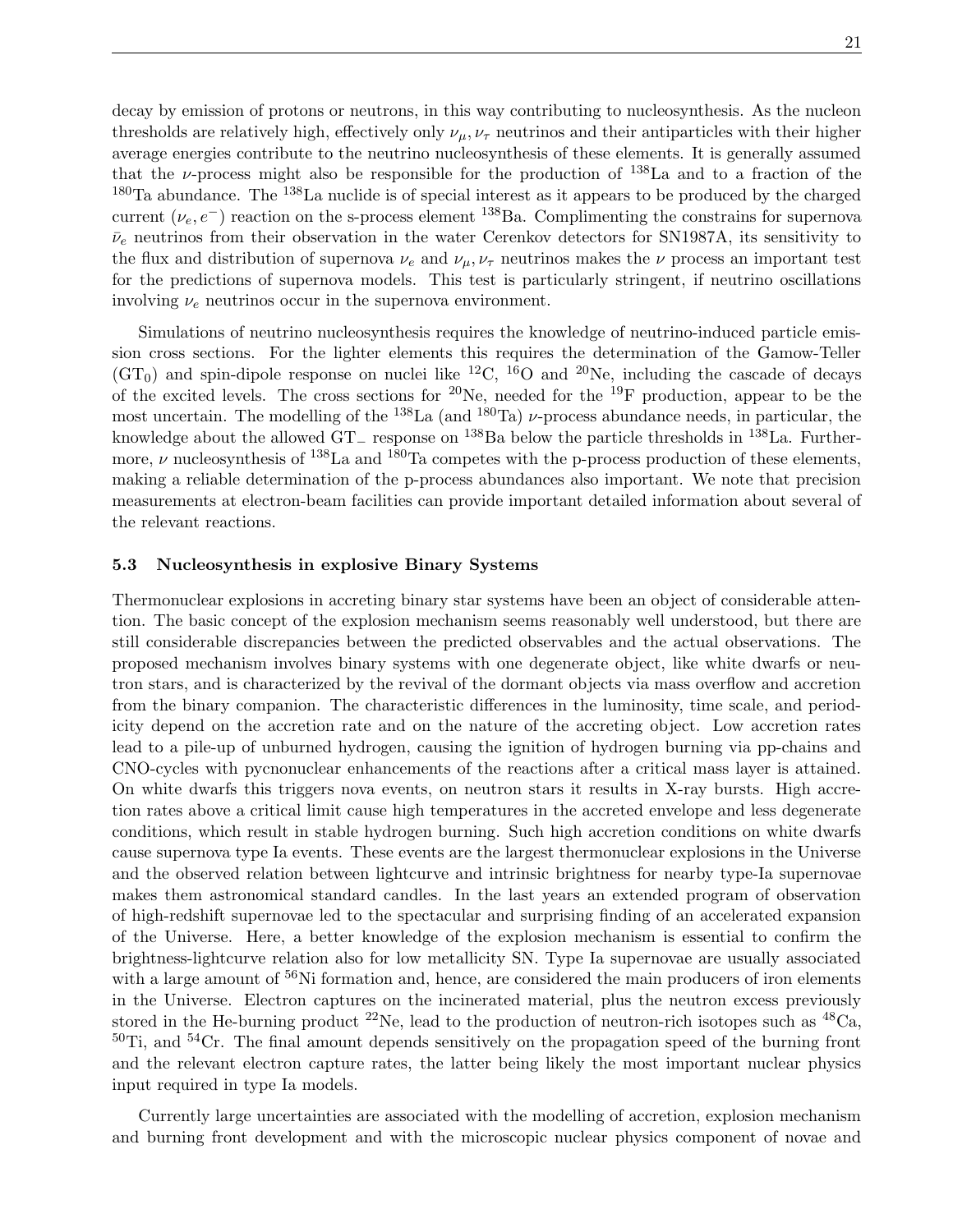decay by emission of protons or neutrons, in this way contributing to nucleosynthesis. As the nucleon thresholds are relatively high, effectively only $\nu_\mu, \nu_\tau$ neutrinos and their antiparticles with their higher average energies contribute to the neutrino nucleosynthesis of these elements. It is generally assumed that the $\nu$-process might also be responsible for the production of $^{138}$La and to a fraction of the $^{180}$Ta abundance. The $^{138}$La nuclide is of special interest as it appears to be produced by the charged current $(\nu_e, e^-)$ reaction on the s-process element $^{138}$Ba. Complimenting the constrains for supernova $\bar{\nu}_e$ neutrinos from their observation in the water Cerenkov detectors for SN1987A, its sensitivity to the flux and distribution of supernova $\nu_e$ and $\nu_\mu, \nu_\tau$ neutrinos makes the $\nu$ process an important test for the predictions of supernova models. This test is particularly stringent, if neutrino oscillations involving $\nu_e$ neutrinos occur in the supernova environment.

Simulations of neutrino nucleosynthesis requires the knowledge of neutrino-induced particle emission cross sections. For the lighter elements this requires the determination of the Gamow-Teller ($GT_0$) and spin-dipole response on nuclei like $^{12}$C, $^{16}$O and $^{20}$Ne, including the cascade of decays of the excited levels. The cross sections for $^{20}$Ne, needed for the $^{19}$F production, appear to be the most uncertain. The modelling of the $^{138}$La (and $^{180}$Ta) $\nu$-process abundance needs, in particular, the knowledge about the allowed $GT_-$ response on $^{138}$Ba below the particle thresholds in $^{138}$La. Furthermore, $\nu$ nucleosynthesis of $^{138}$La and $^{180}$Ta competes with the p-process production of these elements, making a reliable determination of the p-process abundances also important. We note that precision measurements at electron-beam facilities can provide important detailed information about several of the relevant reactions.

### 5.3 Nucleosynthesis in explosive Binary Systems

Thermonuclear explosions in accreting binary star systems have been an object of considerable attention. The basic concept of the explosion mechanism seems reasonably well understood, but there are still considerable discrepancies between the predicted observables and the actual observations. The proposed mechanism involves binary systems with one degenerate object, like white dwarfs or neutron stars, and is characterized by the revival of the dormant objects via mass overflow and accretion from the binary companion. The characteristic differences in the luminosity, time scale, and periodicity depend on the accretion rate and on the nature of the accreting object. Low accretion rates lead to a pile-up of unburned hydrogen, causing the ignition of hydrogen burning via pp-chains and CNO-cycles with pycnonuclear enhancements of the reactions after a critical mass layer is attained. On white dwarfs this triggers nova events, on neutron stars it results in X-ray bursts. High accretion rates above a critical limit cause high temperatures in the accreted envelope and less degenerate conditions, which result in stable hydrogen burning. Such high accretion conditions on white dwarfs cause supernova type Ia events. These events are the largest thermonuclear explosions in the Universe and the observed relation between lightcurve and intrinsic brightness for nearby type-Ia supernovae makes them astronomical standard candles. In the last years an extended program of observation of high-redshift supernovae led to the spectacular and surprising finding of an accelerated expansion of the Universe. Here, a better knowledge of the explosion mechanism is essential to confirm the brightness-lightcurve relation also for low metallicity SN. Type Ia supernovae are usually associated with a large amount of $^{56}$Ni formation and, hence, are considered the main producers of iron elements in the Universe. Electron captures on the incinerated material, plus the neutron excess previously stored in the He-burning product $^{22}$Ne, lead to the production of neutron-rich isotopes such as $^{48}$Ca, $^{50}$Ti, and $^{54}$Cr. The final amount depends sensitively on the propagation speed of the burning front and the relevant electron capture rates, the latter being likely the most important nuclear physics input required in type Ia models.

Currently large uncertainties are associated with the modelling of accretion, explosion mechanism and burning front development and with the microscopic nuclear physics component of novae and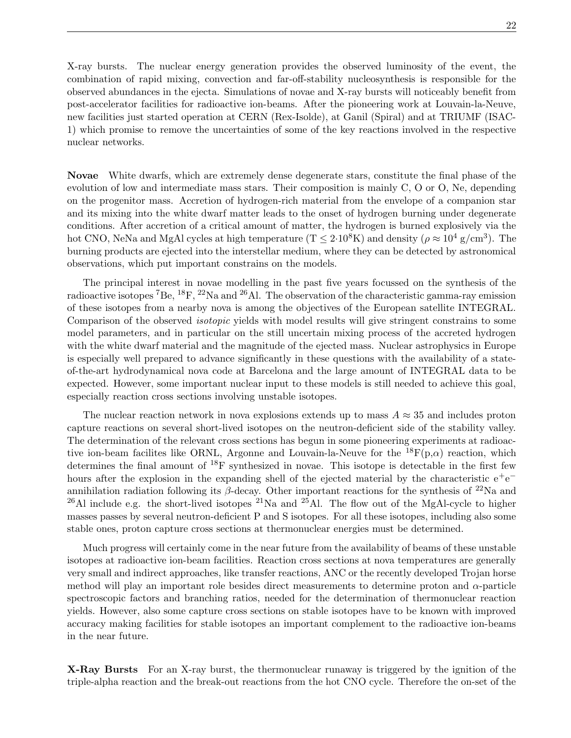X-ray bursts. The nuclear energy generation provides the observed luminosity of the event, the combination of rapid mixing, convection and far-off-stability nucleosynthesis is responsible for the observed abundances in the ejecta. Simulations of novae and X-ray bursts will noticeably benefit from post-accelerator facilities for radioactive ion-beams. After the pioneering work at Louvain-la-Neuve, new facilities just started operation at CERN (Rex-Isolde), at Ganil (Spiral) and at TRIUMF (ISAC-1) which promise to remove the uncertainties of some of the key reactions involved in the respective nuclear networks.

**Novae** White dwarfs, which are extremely dense degenerate stars, constitute the final phase of the evolution of low and intermediate mass stars. Their composition is mainly C, O or O, Ne, depending on the progenitor mass. Accretion of hydrogen-rich material from the envelope of a companion star and its mixing into the white dwarf matter leads to the onset of hydrogen burning under degenerate conditions. After accretion of a critical amount of matter, the hydrogen is burned explosively via the hot CNO, NeNa and MgAl cycles at high temperature ($T \leq 2{\cdot}10^8$K) and density ($\rho \approx 10^4$ g/cm$^3$). The burning products are ejected into the interstellar medium, where they can be detected by astronomical observations, which put important constrains on the models.

The principal interest in novae modelling in the past five years focussed on the synthesis of the radioactive isotopes $^7$Be, $^{18}$F, $^{22}$Na and $^{26}$Al. The observation of the characteristic gamma-ray emission of these isotopes from a nearby nova is among the objectives of the European satellite INTEGRAL. Comparison of the observed *isotopic* yields with model results will give stringent constrains to some model parameters, and in particular on the still uncertain mixing process of the accreted hydrogen with the white dwarf material and the magnitude of the ejected mass. Nuclear astrophysics in Europe is especially well prepared to advance significantly in these questions with the availability of a state-of-the-art hydrodynamical nova code at Barcelona and the large amount of INTEGRAL data to be expected. However, some important nuclear input to these models is still needed to achieve this goal, especially reaction cross sections involving unstable isotopes.

The nuclear reaction network in nova explosions extends up to mass $A \approx 35$ and includes proton capture reactions on several short-lived isotopes on the neutron-deficient side of the stability valley. The determination of the relevant cross sections has begun in some pioneering experiments at radioactive ion-beam facilites like ORNL, Argonne and Louvain-la-Neuve for the $^{18}$F(p,$\alpha$) reaction, which determines the final amount of $^{18}$F synthesized in novae. This isotope is detectable in the first few hours after the explosion in the expanding shell of the ejected material by the characteristic $e^+e^-$ annihilation radiation following its $\beta$-decay. Other important reactions for the synthesis of $^{22}$Na and $^{26}$Al include e.g. the short-lived isotopes $^{21}$Na and $^{25}$Al. The flow out of the MgAl-cycle to higher masses passes by several neutron-deficient P and S isotopes. For all these isotopes, including also some stable ones, proton capture cross sections at thermonuclear energies must be determined.

Much progress will certainly come in the near future from the availability of beams of these unstable isotopes at radioactive ion-beam facilities. Reaction cross sections at nova temperatures are generally very small and indirect approaches, like transfer reactions, ANC or the recently developed Trojan horse method will play an important role besides direct measurements to determine proton and $\alpha$-particle spectroscopic factors and branching ratios, needed for the determination of thermonuclear reaction yields. However, also some capture cross sections on stable isotopes have to be known with improved accuracy making facilities for stable isotopes an important complement to the radioactive ion-beams in the near future.

**X-Ray Bursts** For an X-ray burst, the thermonuclear runaway is triggered by the ignition of the triple-alpha reaction and the break-out reactions from the hot CNO cycle. Therefore the on-set of the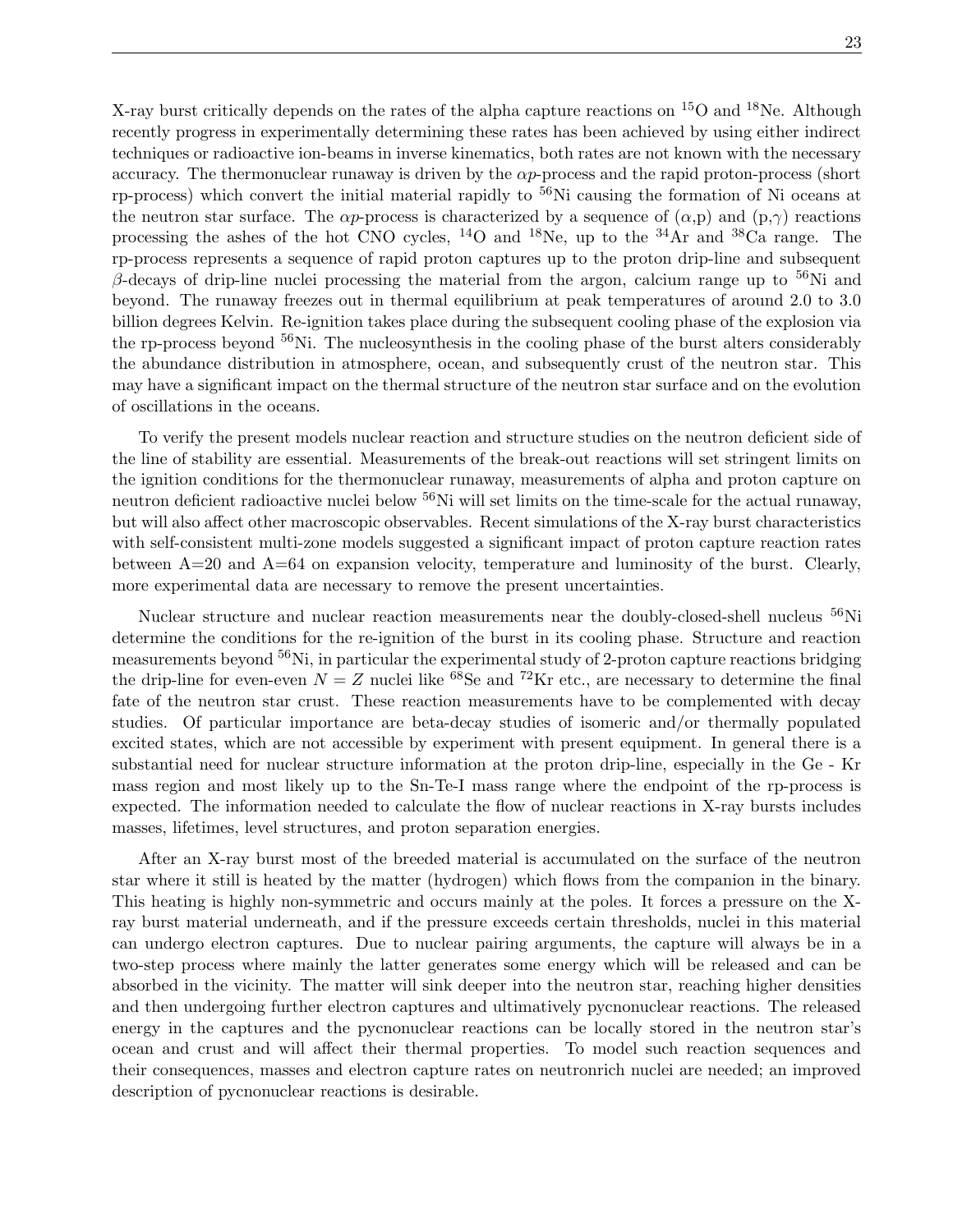X-ray burst critically depends on the rates of the alpha capture reactions on $^{15}$O and $^{18}$Ne. Although recently progress in experimentally determining these rates has been achieved by using either indirect techniques or radioactive ion-beams in inverse kinematics, both rates are not known with the necessary accuracy. The thermonuclear runaway is driven by the $\alpha p$-process and the rapid proton-process (short rp-process) which convert the initial material rapidly to $^{56}$Ni causing the formation of Ni oceans at the neutron star surface. The $\alpha p$-process is characterized by a sequence of ($\alpha$,p) and (p,$\gamma$) reactions processing the ashes of the hot CNO cycles, $^{14}$O and $^{18}$Ne, up to the $^{34}$Ar and $^{38}$Ca range. The rp-process represents a sequence of rapid proton captures up to the proton drip-line and subsequent $\beta$-decays of drip-line nuclei processing the material from the argon, calcium range up to $^{56}$Ni and beyond. The runaway freezes out in thermal equilibrium at peak temperatures of around 2.0 to 3.0 billion degrees Kelvin. Re-ignition takes place during the subsequent cooling phase of the explosion via the rp-process beyond $^{56}$Ni. The nucleosynthesis in the cooling phase of the burst alters considerably the abundance distribution in atmosphere, ocean, and subsequently crust of the neutron star. This may have a significant impact on the thermal structure of the neutron star surface and on the evolution of oscillations in the oceans.

To verify the present models nuclear reaction and structure studies on the neutron deficient side of the line of stability are essential. Measurements of the break-out reactions will set stringent limits on the ignition conditions for the thermonuclear runaway, measurements of alpha and proton capture on neutron deficient radioactive nuclei below $^{56}$Ni will set limits on the time-scale for the actual runaway, but will also affect other macroscopic observables. Recent simulations of the X-ray burst characteristics with self-consistent multi-zone models suggested a significant impact of proton capture reaction rates between A=20 and A=64 on expansion velocity, temperature and luminosity of the burst. Clearly, more experimental data are necessary to remove the present uncertainties.

Nuclear structure and nuclear reaction measurements near the doubly-closed-shell nucleus $^{56}$Ni determine the conditions for the re-ignition of the burst in its cooling phase. Structure and reaction measurements beyond $^{56}$Ni, in particular the experimental study of 2-proton capture reactions bridging the drip-line for even-even $N = Z$ nuclei like $^{68}$Se and $^{72}$Kr etc., are necessary to determine the final fate of the neutron star crust. These reaction measurements have to be complemented with decay studies. Of particular importance are beta-decay studies of isomeric and/or thermally populated excited states, which are not accessible by experiment with present equipment. In general there is a substantial need for nuclear structure information at the proton drip-line, especially in the Ge - Kr mass region and most likely up to the Sn-Te-I mass range where the endpoint of the rp-process is expected. The information needed to calculate the flow of nuclear reactions in X-ray bursts includes masses, lifetimes, level structures, and proton separation energies.

After an X-ray burst most of the breeded material is accumulated on the surface of the neutron star where it still is heated by the matter (hydrogen) which flows from the companion in the binary. This heating is highly non-symmetric and occurs mainly at the poles. It forces a pressure on the X-ray burst material underneath, and if the pressure exceeds certain thresholds, nuclei in this material can undergo electron captures. Due to nuclear pairing arguments, the capture will always be in a two-step process where mainly the latter generates some energy which will be released and can be absorbed in the vicinity. The matter will sink deeper into the neutron star, reaching higher densities and then undergoing further electron captures and ultimatively pycnonuclear reactions. The released energy in the captures and the pycnonuclear reactions can be locally stored in the neutron star's ocean and crust and will affect their thermal properties. To model such reaction sequences and their consequences, masses and electron capture rates on neutronrich nuclei are needed; an improved description of pycnonuclear reactions is desirable.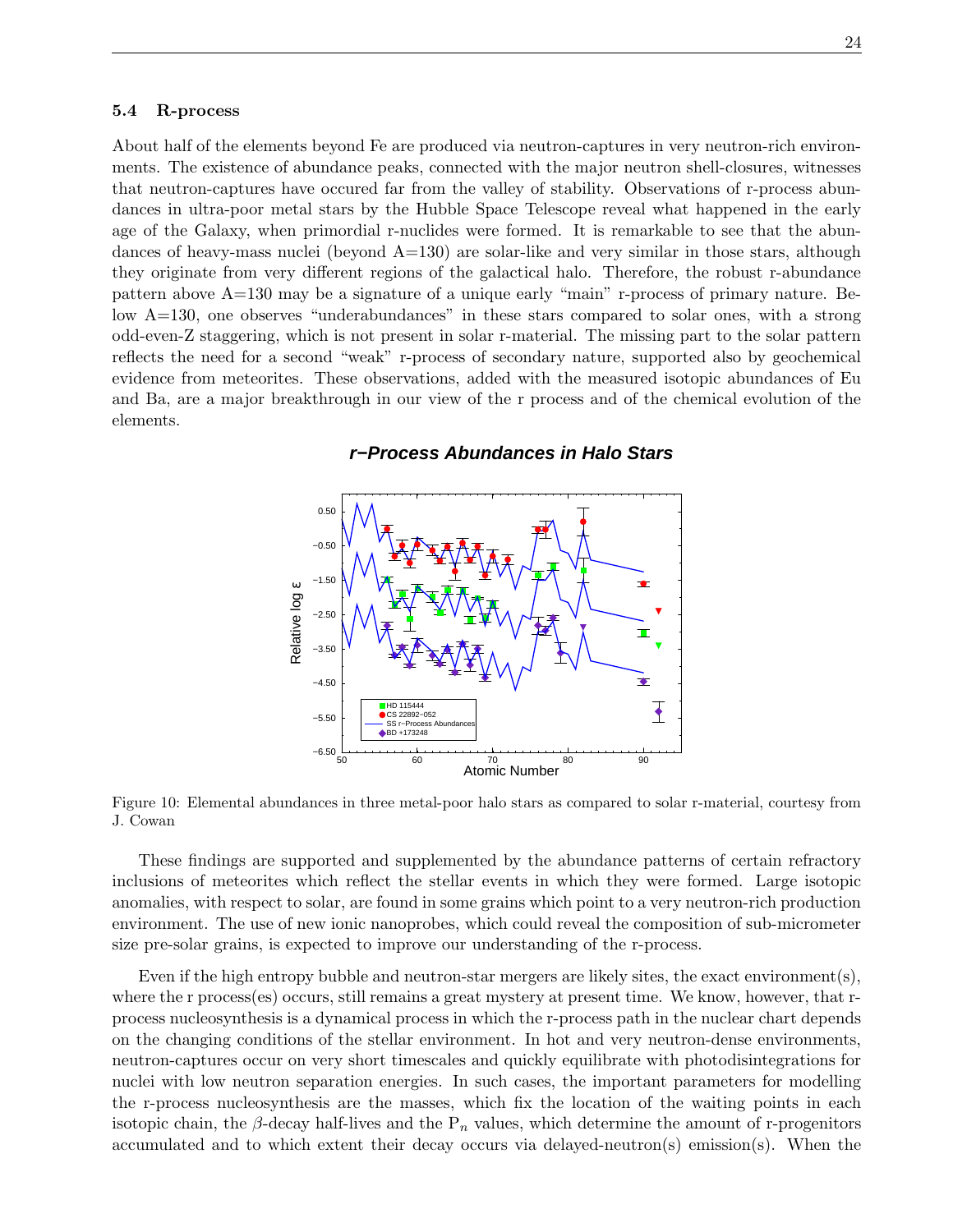### 5.4 R-process

About half of the elements beyond Fe are produced via neutron-captures in very neutron-rich environments. The existence of abundance peaks, connected with the major neutron shell-closures, witnesses that neutron-captures have occured far from the valley of stability. Observations of r-process abundances in ultra-poor metal stars by the Hubble Space Telescope reveal what happened in the early age of the Galaxy, when primordial r-nuclides were formed. It is remarkable to see that the abundances of heavy-mass nuclei (beyond A=130) are solar-like and very similar in those stars, although they originate from very different regions of the galactical halo. Therefore, the robust r-abundance pattern above A=130 may be a signature of a unique early "main" r-process of primary nature. Below A=130, one observes "underabundances" in these stars compared to solar ones, with a strong odd-even-Z staggering, which is not present in solar r-material. The missing part to the solar pattern reflects the need for a second "weak" r-process of secondary nature, supported also by geochemical evidence from meteorites. These observations, added with the measured isotopic abundances of Eu and Ba, are a major breakthrough in our view of the r process and of the chemical evolution of the elements.

Figure 10: Elemental abundances in three metal-poor halo stars as compared to solar r-material, courtesy from J. Cowan

These findings are supported and supplemented by the abundance patterns of certain refractory inclusions of meteorites which reflect the stellar events in which they were formed. Large isotopic anomalies, with respect to solar, are found in some grains which point to a very neutron-rich production environment. The use of new ionic nanoprobes, which could reveal the composition of sub-micrometer size pre-solar grains, is expected to improve our understanding of the r-process.

Even if the high entropy bubble and neutron-star mergers are likely sites, the exact environment(s), where the r process(es) occurs, still remains a great mystery at present time. We know, however, that r-process nucleosynthesis is a dynamical process in which the r-process path in the nuclear chart depends on the changing conditions of the stellar environment. In hot and very neutron-dense environments, neutron-captures occur on very short timescales and quickly equilibrate with photodisintegrations for nuclei with low neutron separation energies. In such cases, the important parameters for modelling the r-process nucleosynthesis are the masses, which fix the location of the waiting points in each isotopic chain, the $\beta$-decay half-lives and the $P_n$ values, which determine the amount of r-progenitors accumulated and to which extent their decay occurs via delayed-neutron(s) emission(s). When the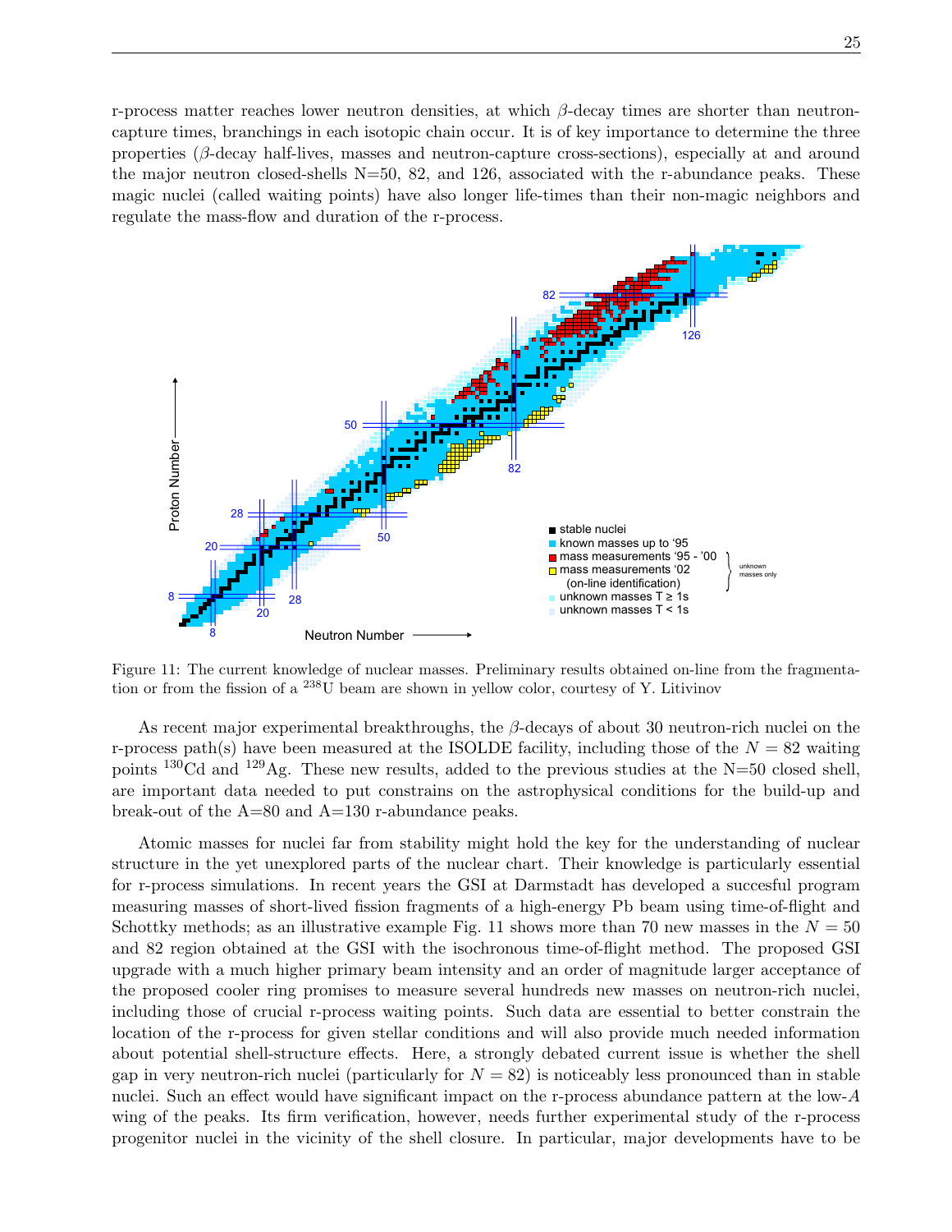r-process matter reaches lower neutron densities, at which $\beta$-decay times are shorter than neutron-capture times, branchings in each isotopic chain occur. It is of key importance to determine the three properties ($\beta$-decay half-lives, masses and neutron-capture cross-sections), especially at and around the major neutron closed-shells N=50, 82, and 126, associated with the r-abundance peaks. These magic nuclei (called waiting points) have also longer life-times than their non-magic neighbors and regulate the mass-flow and duration of the r-process.

Figure 11: The current knowledge of nuclear masses. Preliminary results obtained on-line from the fragmentation or from the fission of a $^{238}$U beam are shown in yellow color, courtesy of Y. Litivinov

As recent major experimental breakthroughs, the $\beta$-decays of about 30 neutron-rich nuclei on the r-process path(s) have been measured at the ISOLDE facility, including those of the $N = 82$ waiting points $^{130}$Cd and $^{129}$Ag. These new results, added to the previous studies at the N=50 closed shell, are important data needed to put constrains on the astrophysical conditions for the build-up and break-out of the A=80 and A=130 r-abundance peaks.

Atomic masses for nuclei far from stability might hold the key for the understanding of nuclear structure in the yet unexplored parts of the nuclear chart. Their knowledge is particularly essential for r-process simulations. In recent years the GSI at Darmstadt has developed a succesful program measuring masses of short-lived fission fragments of a high-energy Pb beam using time-of-flight and Schottky methods; as an illustrative example Fig. 11 shows more than 70 new masses in the $N = 50$ and 82 region obtained at the GSI with the isochronous time-of-flight method. The proposed GSI upgrade with a much higher primary beam intensity and an order of magnitude larger acceptance of the proposed cooler ring promises to measure several hundreds new masses on neutron-rich nuclei, including those of crucial r-process waiting points. Such data are essential to better constrain the location of the r-process for given stellar conditions and will also provide much needed information about potential shell-structure effects. Here, a strongly debated current issue is whether the shell gap in very neutron-rich nuclei (particularly for $N = 82$) is noticeably less pronounced than in stable nuclei. Such an effect would have significant impact on the r-process abundance pattern at the low-$A$ wing of the peaks. Its firm verification, however, needs further experimental study of the r-process progenitor nuclei in the vicinity of the shell closure. In particular, major developments have to be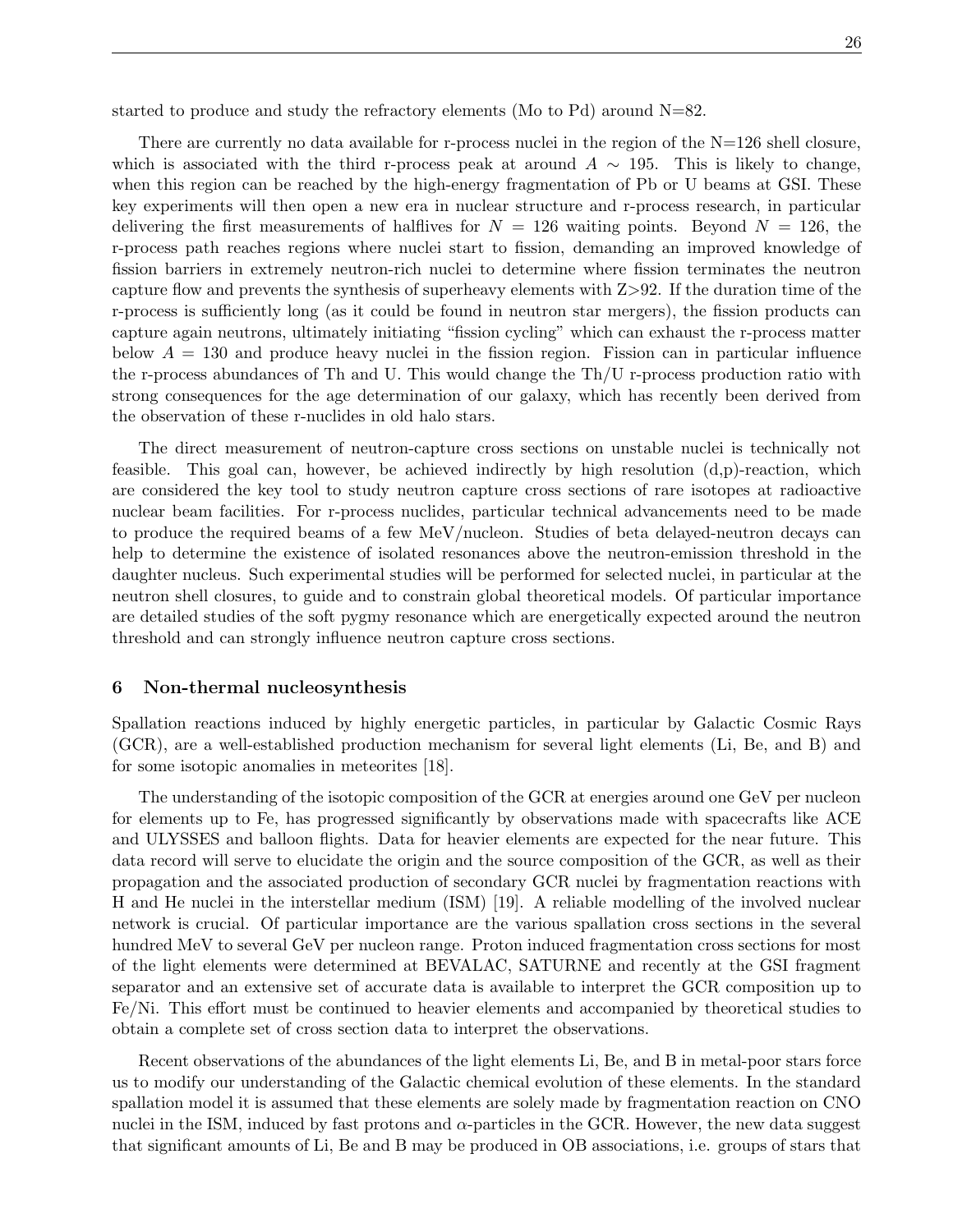started to produce and study the refractory elements (Mo to Pd) around N=82.

There are currently no data available for r-process nuclei in the region of the N=126 shell closure, which is associated with the third r-process peak at around $A \sim 195$. This is likely to change, when this region can be reached by the high-energy fragmentation of Pb or U beams at GSI. These key experiments will then open a new era in nuclear structure and r-process research, in particular delivering the first measurements of halflives for $N = 126$ waiting points. Beyond $N = 126$, the r-process path reaches regions where nuclei start to fission, demanding an improved knowledge of fission barriers in extremely neutron-rich nuclei to determine where fission terminates the neutron capture flow and prevents the synthesis of superheavy elements with Z>92. If the duration time of the r-process is sufficiently long (as it could be found in neutron star mergers), the fission products can capture again neutrons, ultimately initiating "fission cycling" which can exhaust the r-process matter below $A = 130$ and produce heavy nuclei in the fission region. Fission can in particular influence the r-process abundances of Th and U. This would change the Th/U r-process production ratio with strong consequences for the age determination of our galaxy, which has recently been derived from the observation of these r-nuclides in old halo stars.

The direct measurement of neutron-capture cross sections on unstable nuclei is technically not feasible. This goal can, however, be achieved indirectly by high resolution (d,p)-reaction, which are considered the key tool to study neutron capture cross sections of rare isotopes at radioactive nuclear beam facilities. For r-process nuclides, particular technical advancements need to be made to produce the required beams of a few MeV/nucleon. Studies of beta delayed-neutron decays can help to determine the existence of isolated resonances above the neutron-emission threshold in the daughter nucleus. Such experimental studies will be performed for selected nuclei, in particular at the neutron shell closures, to guide and to constrain global theoretical models. Of particular importance are detailed studies of the soft pygmy resonance which are energetically expected around the neutron threshold and can strongly influence neutron capture cross sections.

## 6 Non-thermal nucleosynthesis

Spallation reactions induced by highly energetic particles, in particular by Galactic Cosmic Rays (GCR), are a well-established production mechanism for several light elements (Li, Be, and B) and for some isotopic anomalies in meteorites [18].

The understanding of the isotopic composition of the GCR at energies around one GeV per nucleon for elements up to Fe, has progressed significantly by observations made with spacecrafts like ACE and ULYSSES and balloon flights. Data for heavier elements are expected for the near future. This data record will serve to elucidate the origin and the source composition of the GCR, as well as their propagation and the associated production of secondary GCR nuclei by fragmentation reactions with H and He nuclei in the interstellar medium (ISM) [19]. A reliable modelling of the involved nuclear network is crucial. Of particular importance are the various spallation cross sections in the several hundred MeV to several GeV per nucleon range. Proton induced fragmentation cross sections for most of the light elements were determined at BEVALAC, SATURNE and recently at the GSI fragment separator and an extensive set of accurate data is available to interpret the GCR composition up to Fe/Ni. This effort must be continued to heavier elements and accompanied by theoretical studies to obtain a complete set of cross section data to interpret the observations.

Recent observations of the abundances of the light elements Li, Be, and B in metal-poor stars force us to modify our understanding of the Galactic chemical evolution of these elements. In the standard spallation model it is assumed that these elements are solely made by fragmentation reaction on CNO nuclei in the ISM, induced by fast protons and $\alpha$-particles in the GCR. However, the new data suggest that significant amounts of Li, Be and B may be produced in OB associations, i.e. groups of stars that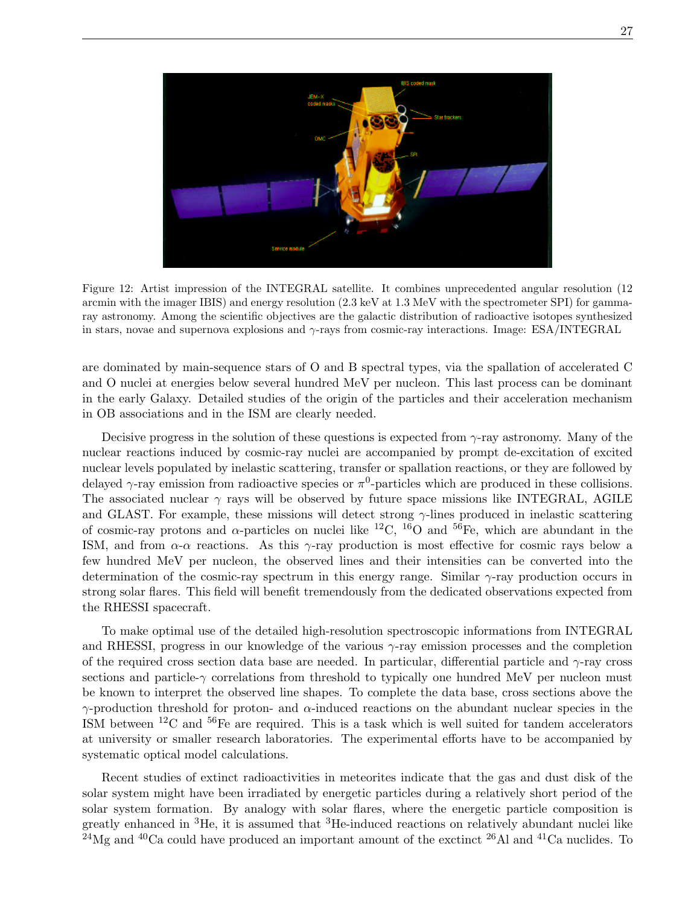Figure 12: Artist impression of the INTEGRAL satellite. It combines unprecedented angular resolution (12 arcmin with the imager IBIS) and energy resolution (2.3 keV at 1.3 MeV with the spectrometer SPI) for gamma-ray astronomy. Among the scientific objectives are the galactic distribution of radioactive isotopes synthesized in stars, novae and supernova explosions and $\gamma$-rays from cosmic-ray interactions. Image: ESA/INTEGRAL

are dominated by main-sequence stars of O and B spectral types, via the spallation of accelerated C and O nuclei at energies below several hundred MeV per nucleon. This last process can be dominant in the early Galaxy. Detailed studies of the origin of the particles and their acceleration mechanism in OB associations and in the ISM are clearly needed.

Decisive progress in the solution of these questions is expected from $\gamma$-ray astronomy. Many of the nuclear reactions induced by cosmic-ray nuclei are accompanied by prompt de-excitation of excited nuclear levels populated by inelastic scattering, transfer or spallation reactions, or they are followed by delayed $\gamma$-ray emission from radioactive species or $\pi^0$-particles which are produced in these collisions. The associated nuclear $\gamma$ rays will be observed by future space missions like INTEGRAL, AGILE and GLAST. For example, these missions will detect strong $\gamma$-lines produced in inelastic scattering of cosmic-ray protons and $\alpha$-particles on nuclei like $^{12}$C, $^{16}$O and $^{56}$Fe, which are abundant in the ISM, and from $\alpha$-$\alpha$ reactions. As this $\gamma$-ray production is most effective for cosmic rays below a few hundred MeV per nucleon, the observed lines and their intensities can be converted into the determination of the cosmic-ray spectrum in this energy range. Similar $\gamma$-ray production occurs in strong solar flares. This field will benefit tremendously from the dedicated observations expected from the RHESSI spacecraft.

To make optimal use of the detailed high-resolution spectroscopic informations from INTEGRAL and RHESSI, progress in our knowledge of the various $\gamma$-ray emission processes and the completion of the required cross section data base are needed. In particular, differential particle and $\gamma$-ray cross sections and particle-$\gamma$ correlations from threshold to typically one hundred MeV per nucleon must be known to interpret the observed line shapes. To complete the data base, cross sections above the $\gamma$-production threshold for proton- and $\alpha$-induced reactions on the abundant nuclear species in the ISM between $^{12}$C and $^{56}$Fe are required. This is a task which is well suited for tandem accelerators at university or smaller research laboratories. The experimental efforts have to be accompanied by systematic optical model calculations.

Recent studies of extinct radioactivities in meteorites indicate that the gas and dust disk of the solar system might have been irradiated by energetic particles during a relatively short period of the solar system formation. By analogy with solar flares, where the energetic particle composition is greatly enhanced in $^{3}$He, it is assumed that $^{3}$He-induced reactions on relatively abundant nuclei like $^{24}$Mg and $^{40}$Ca could have produced an important amount of the exctinct $^{26}$Al and $^{41}$Ca nuclides. To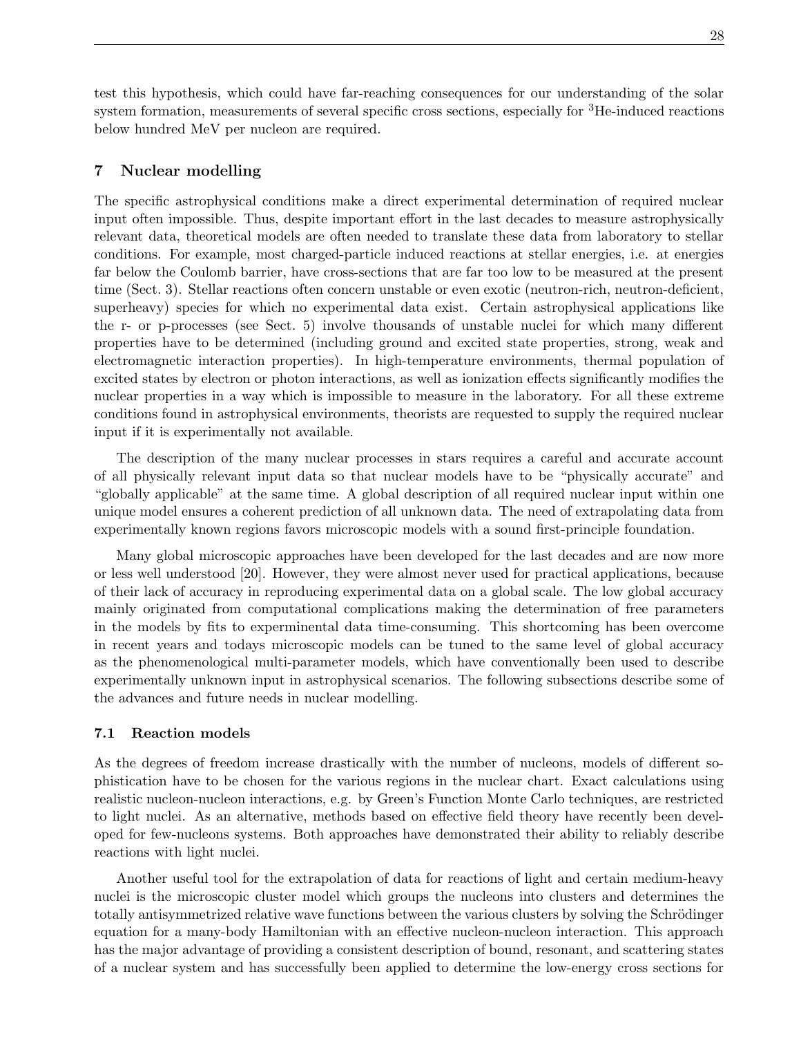test this hypothesis, which could have far-reaching consequences for our understanding of the solar system formation, measurements of several specific cross sections, especially for $^3$He-induced reactions below hundred MeV per nucleon are required.

## 7 Nuclear modelling

The specific astrophysical conditions make a direct experimental determination of required nuclear input often impossible. Thus, despite important effort in the last decades to measure astrophysically relevant data, theoretical models are often needed to translate these data from laboratory to stellar conditions. For example, most charged-particle induced reactions at stellar energies, i.e. at energies far below the Coulomb barrier, have cross-sections that are far too low to be measured at the present time (Sect. 3). Stellar reactions often concern unstable or even exotic (neutron-rich, neutron-deficient, superheavy) species for which no experimental data exist. Certain astrophysical applications like the r- or p-processes (see Sect. 5) involve thousands of unstable nuclei for which many different properties have to be determined (including ground and excited state properties, strong, weak and electromagnetic interaction properties). In high-temperature environments, thermal population of excited states by electron or photon interactions, as well as ionization effects significantly modifies the nuclear properties in a way which is impossible to measure in the laboratory. For all these extreme conditions found in astrophysical environments, theorists are requested to supply the required nuclear input if it is experimentally not available.

The description of the many nuclear processes in stars requires a careful and accurate account of all physically relevant input data so that nuclear models have to be "physically accurate" and "globally applicable" at the same time. A global description of all required nuclear input within one unique model ensures a coherent prediction of all unknown data. The need of extrapolating data from experimentally known regions favors microscopic models with a sound first-principle foundation.

Many global microscopic approaches have been developed for the last decades and are now more or less well understood [20]. However, they were almost never used for practical applications, because of their lack of accuracy in reproducing experimental data on a global scale. The low global accuracy mainly originated from computational complications making the determination of free parameters in the models by fits to experminental data time-consuming. This shortcoming has been overcome in recent years and todays microscopic models can be tuned to the same level of global accuracy as the phenomenological multi-parameter models, which have conventionally been used to describe experimentally unknown input in astrophysical scenarios. The following subsections describe some of the advances and future needs in nuclear modelling.

### 7.1 Reaction models

As the degrees of freedom increase drastically with the number of nucleons, models of different sophistication have to be chosen for the various regions in the nuclear chart. Exact calculations using realistic nucleon-nucleon interactions, e.g. by Green's Function Monte Carlo techniques, are restricted to light nuclei. As an alternative, methods based on effective field theory have recently been developed for few-nucleons systems. Both approaches have demonstrated their ability to reliably describe reactions with light nuclei.

Another useful tool for the extrapolation of data for reactions of light and certain medium-heavy nuclei is the microscopic cluster model which groups the nucleons into clusters and determines the totally antisymmetrized relative wave functions between the various clusters by solving the Schrödinger equation for a many-body Hamiltonian with an effective nucleon-nucleon interaction. This approach has the major advantage of providing a consistent description of bound, resonant, and scattering states of a nuclear system and has successfully been applied to determine the low-energy cross sections for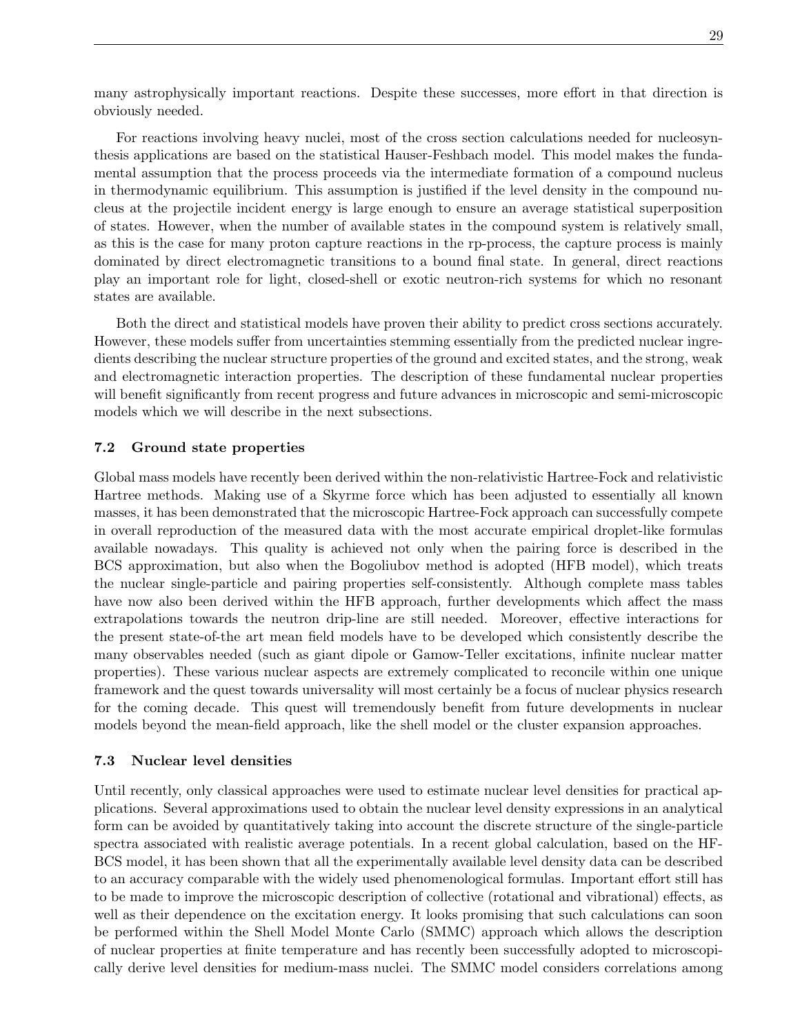many astrophysically important reactions. Despite these successes, more effort in that direction is obviously needed.

For reactions involving heavy nuclei, most of the cross section calculations needed for nucleosynthesis applications are based on the statistical Hauser-Feshbach model. This model makes the fundamental assumption that the process proceeds via the intermediate formation of a compound nucleus in thermodynamic equilibrium. This assumption is justified if the level density in the compound nucleus at the projectile incident energy is large enough to ensure an average statistical superposition of states. However, when the number of available states in the compound system is relatively small, as this is the case for many proton capture reactions in the rp-process, the capture process is mainly dominated by direct electromagnetic transitions to a bound final state. In general, direct reactions play an important role for light, closed-shell or exotic neutron-rich systems for which no resonant states are available.

Both the direct and statistical models have proven their ability to predict cross sections accurately. However, these models suffer from uncertainties stemming essentially from the predicted nuclear ingredients describing the nuclear structure properties of the ground and excited states, and the strong, weak and electromagnetic interaction properties. The description of these fundamental nuclear properties will benefit significantly from recent progress and future advances in microscopic and semi-microscopic models which we will describe in the next subsections.

### 7.2 Ground state properties

Global mass models have recently been derived within the non-relativistic Hartree-Fock and relativistic Hartree methods. Making use of a Skyrme force which has been adjusted to essentially all known masses, it has been demonstrated that the microscopic Hartree-Fock approach can successfully compete in overall reproduction of the measured data with the most accurate empirical droplet-like formulas available nowadays. This quality is achieved not only when the pairing force is described in the BCS approximation, but also when the Bogoliubov method is adopted (HFB model), which treats the nuclear single-particle and pairing properties self-consistently. Although complete mass tables have now also been derived within the HFB approach, further developments which affect the mass extrapolations towards the neutron drip-line are still needed. Moreover, effective interactions for the present state-of-the art mean field models have to be developed which consistently describe the many observables needed (such as giant dipole or Gamow-Teller excitations, infinite nuclear matter properties). These various nuclear aspects are extremely complicated to reconcile within one unique framework and the quest towards universality will most certainly be a focus of nuclear physics research for the coming decade. This quest will tremendously benefit from future developments in nuclear models beyond the mean-field approach, like the shell model or the cluster expansion approaches.

### 7.3 Nuclear level densities

Until recently, only classical approaches were used to estimate nuclear level densities for practical applications. Several approximations used to obtain the nuclear level density expressions in an analytical form can be avoided by quantitatively taking into account the discrete structure of the single-particle spectra associated with realistic average potentials. In a recent global calculation, based on the HF-BCS model, it has been shown that all the experimentally available level density data can be described to an accuracy comparable with the widely used phenomenological formulas. Important effort still has to be made to improve the microscopic description of collective (rotational and vibrational) effects, as well as their dependence on the excitation energy. It looks promising that such calculations can soon be performed within the Shell Model Monte Carlo (SMMC) approach which allows the description of nuclear properties at finite temperature and has recently been successfully adopted to microscopically derive level densities for medium-mass nuclei. The SMMC model considers correlations among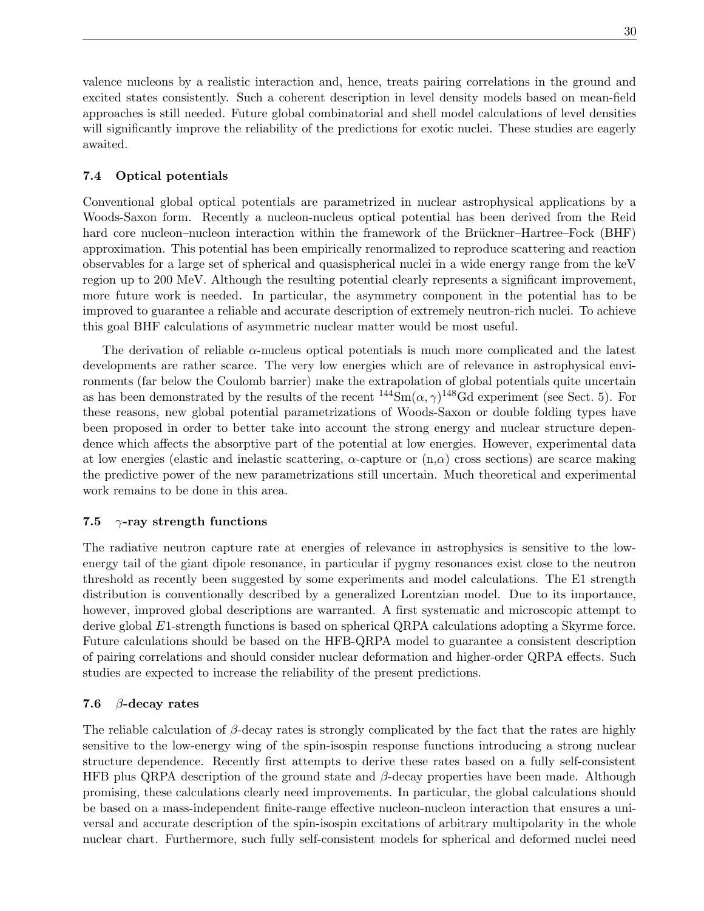valence nucleons by a realistic interaction and, hence, treats pairing correlations in the ground and excited states consistently. Such a coherent description in level density models based on mean-field approaches is still needed. Future global combinatorial and shell model calculations of level densities will significantly improve the reliability of the predictions for exotic nuclei. These studies are eagerly awaited.

### 7.4 Optical potentials

Conventional global optical potentials are parametrized in nuclear astrophysical applications by a Woods-Saxon form. Recently a nucleon-nucleus optical potential has been derived from the Reid hard core nucleon–nucleon interaction within the framework of the Brückner–Hartree–Fock (BHF) approximation. This potential has been empirically renormalized to reproduce scattering and reaction observables for a large set of spherical and quasispherical nuclei in a wide energy range from the keV region up to 200 MeV. Although the resulting potential clearly represents a significant improvement, more future work is needed. In particular, the asymmetry component in the potential has to be improved to guarantee a reliable and accurate description of extremely neutron-rich nuclei. To achieve this goal BHF calculations of asymmetric nuclear matter would be most useful.

The derivation of reliable $\alpha$-nucleus optical potentials is much more complicated and the latest developments are rather scarce. The very low energies which are of relevance in astrophysical environments (far below the Coulomb barrier) make the extrapolation of global potentials quite uncertain as has been demonstrated by the results of the recent $^{144}$Sm$(\alpha,\gamma)^{148}$Gd experiment (see Sect. 5). For these reasons, new global potential parametrizations of Woods-Saxon or double folding types have been proposed in order to better take into account the strong energy and nuclear structure dependence which affects the absorptive part of the potential at low energies. However, experimental data at low energies (elastic and inelastic scattering, $\alpha$-capture or (n,$\alpha$) cross sections) are scarce making the predictive power of the new parametrizations still uncertain. Much theoretical and experimental work remains to be done in this area.

### 7.5 $\gamma$-ray strength functions

The radiative neutron capture rate at energies of relevance in astrophysics is sensitive to the low-energy tail of the giant dipole resonance, in particular if pygmy resonances exist close to the neutron threshold as recently been suggested by some experiments and model calculations. The E1 strength distribution is conventionally described by a generalized Lorentzian model. Due to its importance, however, improved global descriptions are warranted. A first systematic and microscopic attempt to derive global $E1$-strength functions is based on spherical QRPA calculations adopting a Skyrme force. Future calculations should be based on the HFB-QRPA model to guarantee a consistent description of pairing correlations and should consider nuclear deformation and higher-order QRPA effects. Such studies are expected to increase the reliability of the present predictions.

### 7.6 $\beta$-decay rates

The reliable calculation of $\beta$-decay rates is strongly complicated by the fact that the rates are highly sensitive to the low-energy wing of the spin-isospin response functions introducing a strong nuclear structure dependence. Recently first attempts to derive these rates based on a fully self-consistent HFB plus QRPA description of the ground state and $\beta$-decay properties have been made. Although promising, these calculations clearly need improvements. In particular, the global calculations should be based on a mass-independent finite-range effective nucleon-nucleon interaction that ensures a universal and accurate description of the spin-isospin excitations of arbitrary multipolarity in the whole nuclear chart. Furthermore, such fully self-consistent models for spherical and deformed nuclei need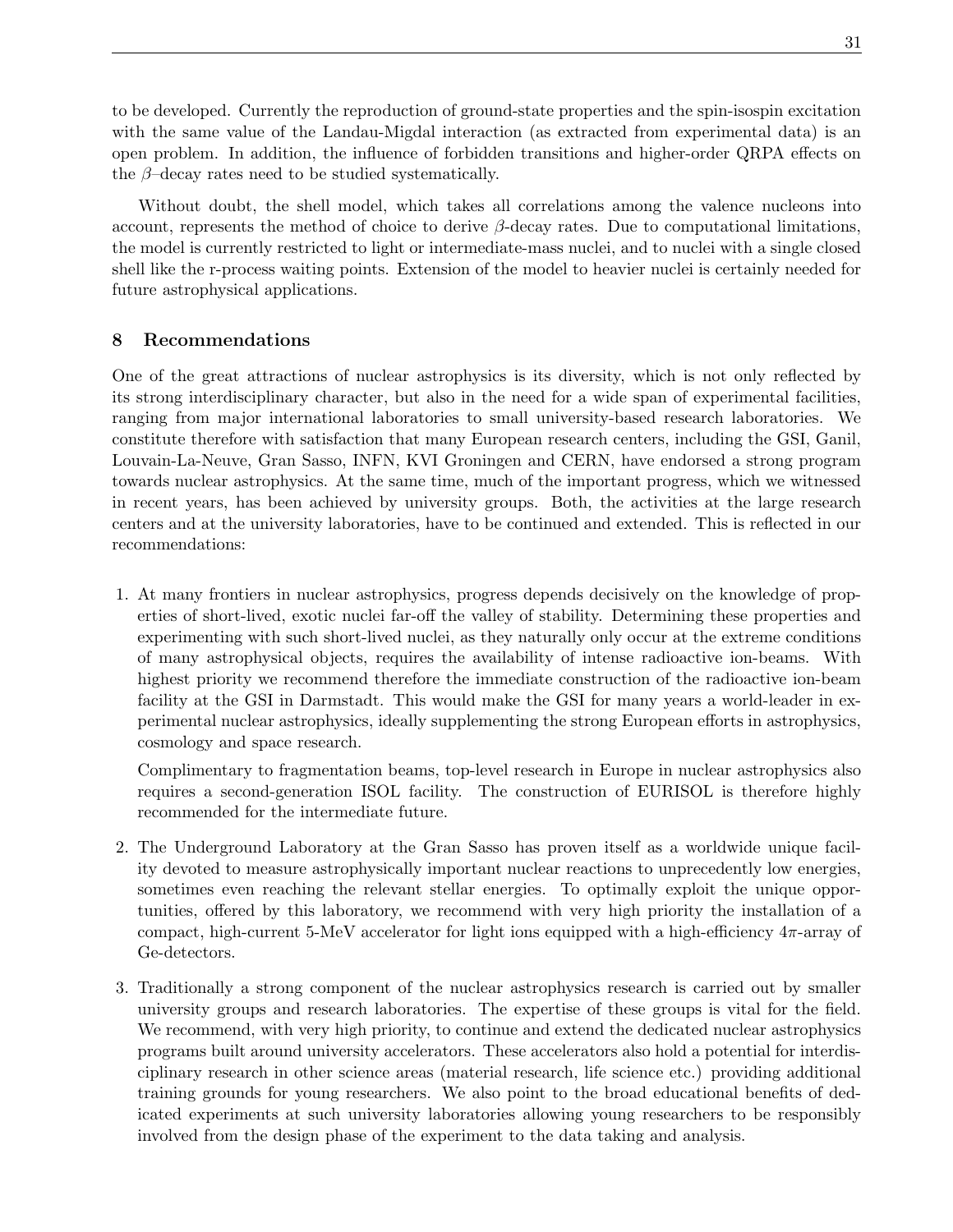to be developed. Currently the reproduction of ground-state properties and the spin-isospin excitation with the same value of the Landau-Migdal interaction (as extracted from experimental data) is an open problem. In addition, the influence of forbidden transitions and higher-order QRPA effects on the $\beta$–decay rates need to be studied systematically.

Without doubt, the shell model, which takes all correlations among the valence nucleons into account, represents the method of choice to derive $\beta$-decay rates. Due to computational limitations, the model is currently restricted to light or intermediate-mass nuclei, and to nuclei with a single closed shell like the r-process waiting points. Extension of the model to heavier nuclei is certainly needed for future astrophysical applications.

## 8 Recommendations

One of the great attractions of nuclear astrophysics is its diversity, which is not only reflected by its strong interdisciplinary character, but also in the need for a wide span of experimental facilities, ranging from major international laboratories to small university-based research laboratories. We constitute therefore with satisfaction that many European research centers, including the GSI, Ganil, Louvain-La-Neuve, Gran Sasso, INFN, KVI Groningen and CERN, have endorsed a strong program towards nuclear astrophysics. At the same time, much of the important progress, which we witnessed in recent years, has been achieved by university groups. Both, the activities at the large research centers and at the university laboratories, have to be continued and extended. This is reflected in our recommendations:

1. At many frontiers in nuclear astrophysics, progress depends decisively on the knowledge of properties of short-lived, exotic nuclei far-off the valley of stability. Determining these properties and experimenting with such short-lived nuclei, as they naturally only occur at the extreme conditions of many astrophysical objects, requires the availability of intense radioactive ion-beams. With highest priority we recommend therefore the immediate construction of the radioactive ion-beam facility at the GSI in Darmstadt. This would make the GSI for many years a world-leader in experimental nuclear astrophysics, ideally supplementing the strong European efforts in astrophysics, cosmology and space research.

   Complimentary to fragmentation beams, top-level research in Europe in nuclear astrophysics also requires a second-generation ISOL facility. The construction of EURISOL is therefore highly recommended for the intermediate future.

2. The Underground Laboratory at the Gran Sasso has proven itself as a worldwide unique facility devoted to measure astrophysically important nuclear reactions to unprecedently low energies, sometimes even reaching the relevant stellar energies. To optimally exploit the unique opportunities, offered by this laboratory, we recommend with very high priority the installation of a compact, high-current 5-MeV accelerator for light ions equipped with a high-efficiency $4\pi$-array of Ge-detectors.

3. Traditionally a strong component of the nuclear astrophysics research is carried out by smaller university groups and research laboratories. The expertise of these groups is vital for the field. We recommend, with very high priority, to continue and extend the dedicated nuclear astrophysics programs built around university accelerators. These accelerators also hold a potential for interdisciplinary research in other science areas (material research, life science etc.) providing additional training grounds for young researchers. We also point to the broad educational benefits of dedicated experiments at such university laboratories allowing young researchers to be responsibly involved from the design phase of the experiment to the data taking and analysis.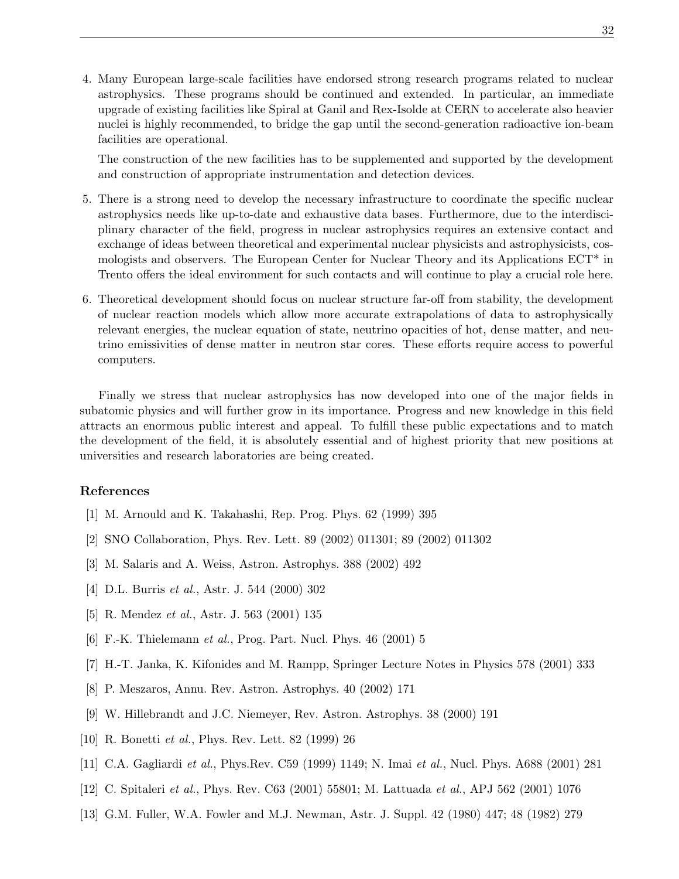4. Many European large-scale facilities have endorsed strong research programs related to nuclear astrophysics. These programs should be continued and extended. In particular, an immediate upgrade of existing facilities like Spiral at Ganil and Rex-Isolde at CERN to accelerate also heavier nuclei is highly recommended, to bridge the gap until the second-generation radioactive ion-beam facilities are operational.

   The construction of the new facilities has to be supplemented and supported by the development and construction of appropriate instrumentation and detection devices.

5. There is a strong need to develop the necessary infrastructure to coordinate the specific nuclear astrophysics needs like up-to-date and exhaustive data bases. Furthermore, due to the interdisciplinary character of the field, progress in nuclear astrophysics requires an extensive contact and exchange of ideas between theoretical and experimental nuclear physicists and astrophysicists, cosmologists and observers. The European Center for Nuclear Theory and its Applications ECT* in Trento offers the ideal environment for such contacts and will continue to play a crucial role here.

6. Theoretical development should focus on nuclear structure far-off from stability, the development of nuclear reaction models which allow more accurate extrapolations of data to astrophysically relevant energies, the nuclear equation of state, neutrino opacities of hot, dense matter, and neutrino emissivities of dense matter in neutron star cores. These efforts require access to powerful computers.

Finally we stress that nuclear astrophysics has now developed into one of the major fields in subatomic physics and will further grow in its importance. Progress and new knowledge in this field attracts an enormous public interest and appeal. To fulfill these public expectations and to match the development of the field, it is absolutely essential and of highest priority that new positions at universities and research laboratories are being created.

## References

[1] M. Arnould and K. Takahashi, Rep. Prog. Phys. 62 (1999) 395

[2] SNO Collaboration, Phys. Rev. Lett. 89 (2002) 011301; 89 (2002) 011302

[3] M. Salaris and A. Weiss, Astron. Astrophys. 388 (2002) 492

[4] D.L. Burris *et al.*, Astr. J. 544 (2000) 302

[5] R. Mendez *et al.*, Astr. J. 563 (2001) 135

[6] F.-K. Thielemann *et al.*, Prog. Part. Nucl. Phys. 46 (2001) 5

[7] H.-T. Janka, K. Kifonides and M. Rampp, Springer Lecture Notes in Physics 578 (2001) 333

[8] P. Meszaros, Annu. Rev. Astron. Astrophys. 40 (2002) 171

[9] W. Hillebrandt and J.C. Niemeyer, Rev. Astron. Astrophys. 38 (2000) 191

[10] R. Bonetti *et al.*, Phys. Rev. Lett. 82 (1999) 26

[11] C.A. Gagliardi *et al.*, Phys.Rev. C59 (1999) 1149; N. Imai *et al.*, Nucl. Phys. A688 (2001) 281

[12] C. Spitaleri *et al.*, Phys. Rev. C63 (2001) 55801; M. Lattuada *et al.*, APJ 562 (2001) 1076

[13] G.M. Fuller, W.A. Fowler and M.J. Newman, Astr. J. Suppl. 42 (1980) 447; 48 (1982) 279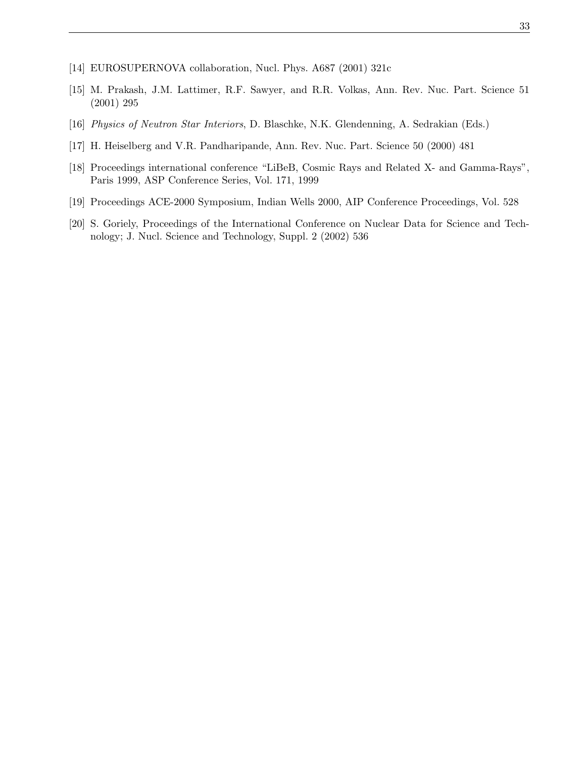[14] EUROSUPERNOVA collaboration, Nucl. Phys. A687 (2001) 321c

[15] M. Prakash, J.M. Lattimer, R.F. Sawyer, and R.R. Volkas, Ann. Rev. Nuc. Part. Science 51 (2001) 295

[16] *Physics of Neutron Star Interiors*, D. Blaschke, N.K. Glendenning, A. Sedrakian (Eds.)

[17] H. Heiselberg and V.R. Pandharipande, Ann. Rev. Nuc. Part. Science 50 (2000) 481

[18] Proceedings international conference "LiBeB, Cosmic Rays and Related X- and Gamma-Rays", Paris 1999, ASP Conference Series, Vol. 171, 1999

[19] Proceedings ACE-2000 Symposium, Indian Wells 2000, AIP Conference Proceedings, Vol. 528

[20] S. Goriely, Proceedings of the International Conference on Nuclear Data for Science and Technology; J. Nucl. Science and Technology, Suppl. 2 (2002) 536